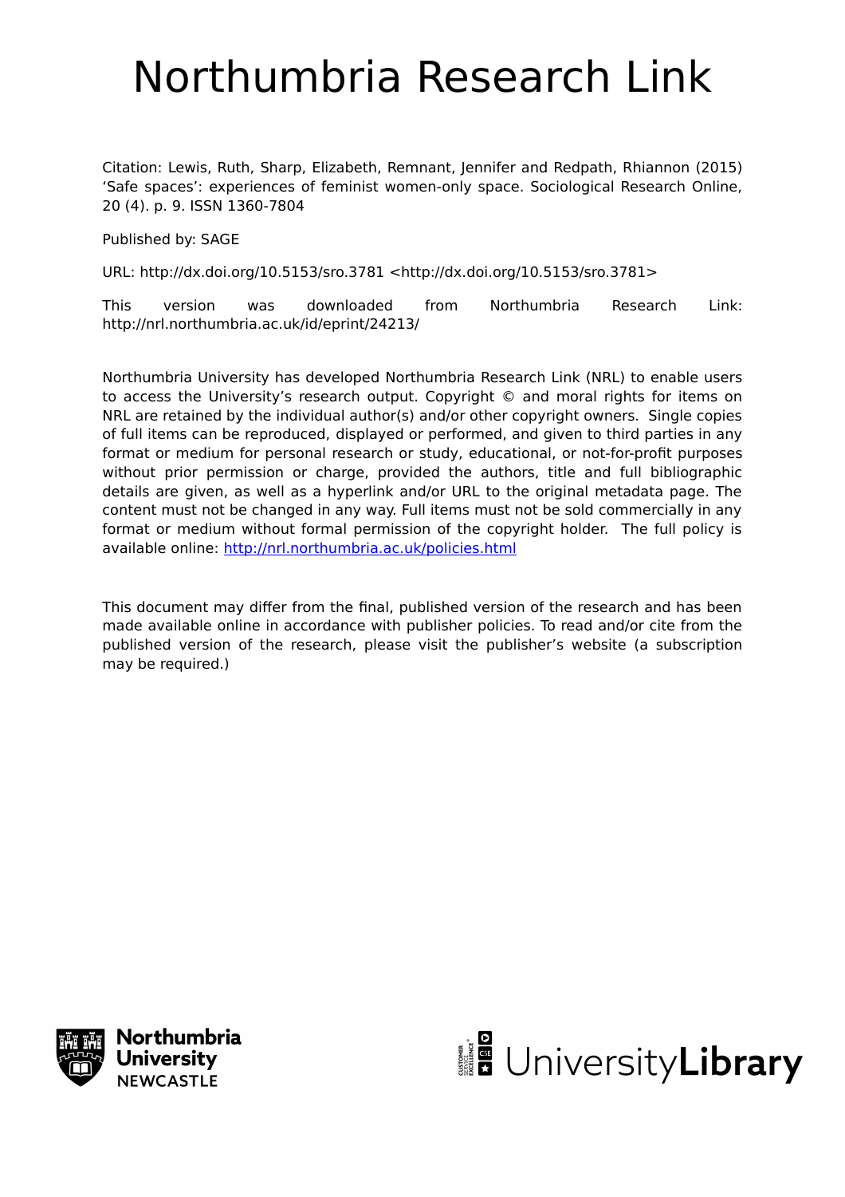# Northumbria Research Link

Citation: Lewis, Ruth, Sharp, Elizabeth, Remnant, Jennifer and Redpath, Rhiannon (2015) ‘Safe spaces’: experiences of feminist women-only space. Sociological Research Online, 20 (4). p. 9. ISSN 1360-7804

Published by: SAGE

URL: http://dx.doi.org/10.5153/sro.3781 <http://dx.doi.org/10.5153/sro.3781>

This version was downloaded from Northumbria Research Link: http://nrl.northumbria.ac.uk/id/eprint/24213/

Northumbria University has developed Northumbria Research Link (NRL) to enable users to access the University’s research output. Copyright © and moral rights for items on NRL are retained by the individual author(s) and/or other copyright owners. Single copies of full items can be reproduced, displayed or performed, and given to third parties in any format or medium for personal research or study, educational, or not-for-profit purposes without prior permission or charge, provided the authors, title and full bibliographic details are given, as well as a hyperlink and/or URL to the original metadata page. The content must not be changed in any way. Full items must not be sold commercially in any format or medium without formal permission of the copyright holder. The full policy is available online: http://nrl.northumbria.ac.uk/policies.html

This document may differ from the final, published version of the research and has been made available online in accordance with publisher policies. To read and/or cite from the published version of the research, please visit the publisher’s website (a subscription may be required.)

Northumbria University NEWCASTLE

UniversityLibrary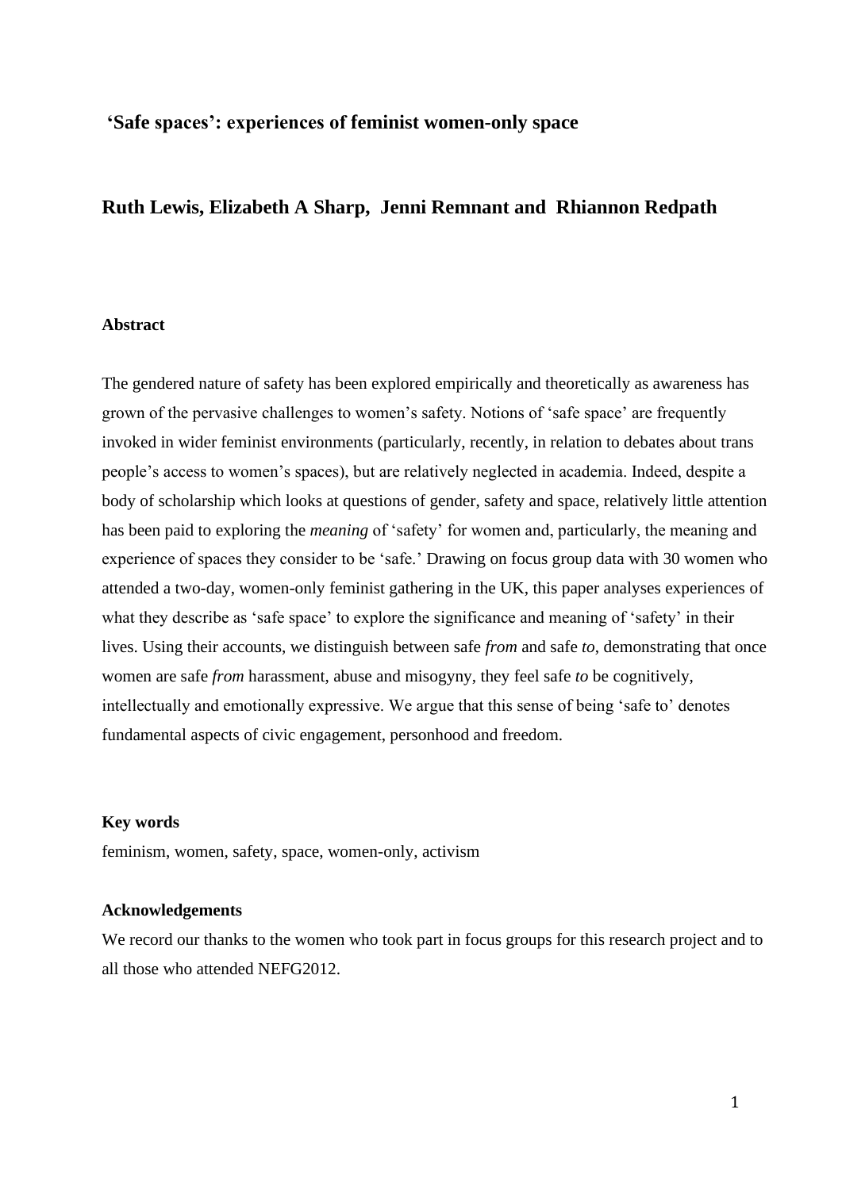# 'Safe spaces': experiences of feminist women-only space

## Ruth Lewis, Elizabeth A Sharp, Jenni Remnant and Rhiannon Redpath

### Abstract

The gendered nature of safety has been explored empirically and theoretically as awareness has grown of the pervasive challenges to women's safety. Notions of 'safe space' are frequently invoked in wider feminist environments (particularly, recently, in relation to debates about trans people's access to women's spaces), but are relatively neglected in academia. Indeed, despite a body of scholarship which looks at questions of gender, safety and space, relatively little attention has been paid to exploring the *meaning* of 'safety' for women and, particularly, the meaning and experience of spaces they consider to be 'safe.' Drawing on focus group data with 30 women who attended a two-day, women-only feminist gathering in the UK, this paper analyses experiences of what they describe as 'safe space' to explore the significance and meaning of 'safety' in their lives. Using their accounts, we distinguish between safe *from* and safe *to*, demonstrating that once women are safe *from* harassment, abuse and misogyny, they feel safe *to* be cognitively, intellectually and emotionally expressive. We argue that this sense of being 'safe to' denotes fundamental aspects of civic engagement, personhood and freedom.

### Key words

feminism, women, safety, space, women-only, activism

### Acknowledgements

We record our thanks to the women who took part in focus groups for this research project and to all those who attended NEFG2012.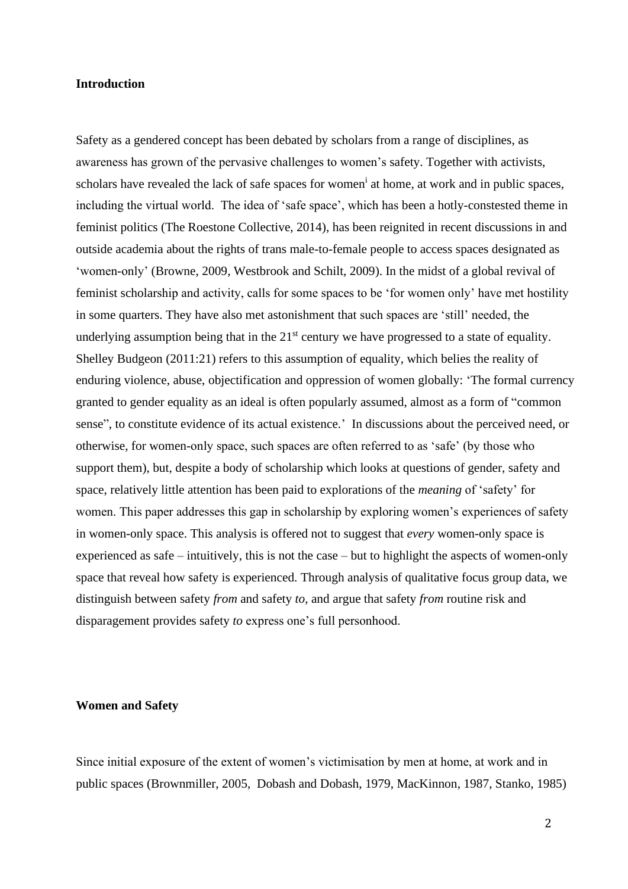**Introduction**

Safety as a gendered concept has been debated by scholars from a range of disciplines, as awareness has grown of the pervasive challenges to women's safety. Together with activists, scholars have revealed the lack of safe spaces for women[i] at home, at work and in public spaces, including the virtual world. The idea of 'safe space', which has been a hotly-constested theme in feminist politics (The Roestone Collective, 2014), has been reignited in recent discussions in and outside academia about the rights of trans male-to-female people to access spaces designated as 'women-only' (Browne, 2009, Westbrook and Schilt, 2009). In the midst of a global revival of feminist scholarship and activity, calls for some spaces to be 'for women only' have met hostility in some quarters. They have also met astonishment that such spaces are 'still' needed, the underlying assumption being that in the 21st century we have progressed to a state of equality. Shelley Budgeon (2011:21) refers to this assumption of equality, which belies the reality of enduring violence, abuse, objectification and oppression of women globally: 'The formal currency granted to gender equality as an ideal is often popularly assumed, almost as a form of "common sense", to constitute evidence of its actual existence.' In discussions about the perceived need, or otherwise, for women-only space, such spaces are often referred to as 'safe' (by those who support them), but, despite a body of scholarship which looks at questions of gender, safety and space, relatively little attention has been paid to explorations of the *meaning* of 'safety' for women. This paper addresses this gap in scholarship by exploring women's experiences of safety in women-only space. This analysis is offered not to suggest that *every* women-only space is experienced as safe – intuitively, this is not the case – but to highlight the aspects of women-only space that reveal how safety is experienced. Through analysis of qualitative focus group data, we distinguish between safety *from* and safety *to*, and argue that safety *from* routine risk and disparagement provides safety *to* express one's full personhood.

**Women and Safety**

Since initial exposure of the extent of women's victimisation by men at home, at work and in public spaces (Brownmiller, 2005, Dobash and Dobash, 1979, MacKinnon, 1987, Stanko, 1985)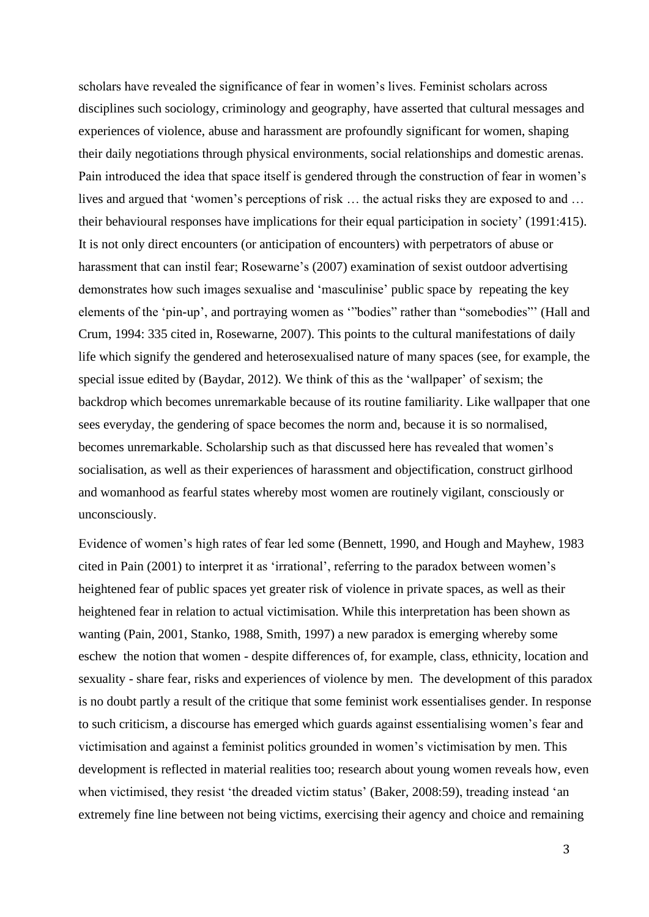scholars have revealed the significance of fear in women's lives. Feminist scholars across disciplines such sociology, criminology and geography, have asserted that cultural messages and experiences of violence, abuse and harassment are profoundly significant for women, shaping their daily negotiations through physical environments, social relationships and domestic arenas. Pain introduced the idea that space itself is gendered through the construction of fear in women's lives and argued that 'women's perceptions of risk … the actual risks they are exposed to and … their behavioural responses have implications for their equal participation in society' (1991:415). It is not only direct encounters (or anticipation of encounters) with perpetrators of abuse or harassment that can instil fear; Rosewarne's (2007) examination of sexist outdoor advertising demonstrates how such images sexualise and 'masculinise' public space by repeating the key elements of the 'pin-up', and portraying women as '"bodies" rather than "somebodies"' (Hall and Crum, 1994: 335 cited in, Rosewarne, 2007). This points to the cultural manifestations of daily life which signify the gendered and heterosexualised nature of many spaces (see, for example, the special issue edited by (Baydar, 2012). We think of this as the 'wallpaper' of sexism; the backdrop which becomes unremarkable because of its routine familiarity. Like wallpaper that one sees everyday, the gendering of space becomes the norm and, because it is so normalised, becomes unremarkable. Scholarship such as that discussed here has revealed that women's socialisation, as well as their experiences of harassment and objectification, construct girlhood and womanhood as fearful states whereby most women are routinely vigilant, consciously or unconsciously.

Evidence of women's high rates of fear led some (Bennett, 1990, and Hough and Mayhew, 1983 cited in Pain (2001) to interpret it as 'irrational', referring to the paradox between women's heightened fear of public spaces yet greater risk of violence in private spaces, as well as their heightened fear in relation to actual victimisation. While this interpretation has been shown as wanting (Pain, 2001, Stanko, 1988, Smith, 1997) a new paradox is emerging whereby some eschew the notion that women - despite differences of, for example, class, ethnicity, location and sexuality - share fear, risks and experiences of violence by men. The development of this paradox is no doubt partly a result of the critique that some feminist work essentialises gender. In response to such criticism, a discourse has emerged which guards against essentialising women's fear and victimisation and against a feminist politics grounded in women's victimisation by men. This development is reflected in material realities too; research about young women reveals how, even when victimised, they resist 'the dreaded victim status' (Baker, 2008:59), treading instead 'an extremely fine line between not being victims, exercising their agency and choice and remaining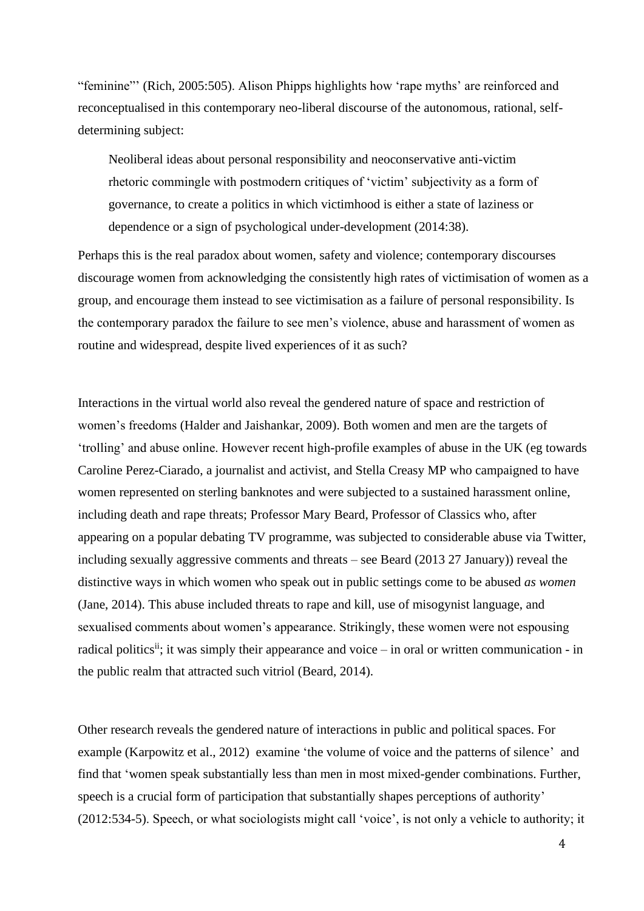"feminine"' (Rich, 2005:505). Alison Phipps highlights how 'rape myths' are reinforced and reconceptualised in this contemporary neo-liberal discourse of the autonomous, rational, self-determining subject:

> Neoliberal ideas about personal responsibility and neoconservative anti-victim rhetoric commingle with postmodern critiques of 'victim' subjectivity as a form of governance, to create a politics in which victimhood is either a state of laziness or dependence or a sign of psychological under-development (2014:38).

Perhaps this is the real paradox about women, safety and violence; contemporary discourses discourage women from acknowledging the consistently high rates of victimisation of women as a group, and encourage them instead to see victimisation as a failure of personal responsibility. Is the contemporary paradox the failure to see men's violence, abuse and harassment of women as routine and widespread, despite lived experiences of it as such?

Interactions in the virtual world also reveal the gendered nature of space and restriction of women's freedoms (Halder and Jaishankar, 2009). Both women and men are the targets of 'trolling' and abuse online. However recent high-profile examples of abuse in the UK (eg towards Caroline Perez-Ciarado, a journalist and activist, and Stella Creasy MP who campaigned to have women represented on sterling banknotes and were subjected to a sustained harassment online, including death and rape threats; Professor Mary Beard, Professor of Classics who, after appearing on a popular debating TV programme, was subjected to considerable abuse via Twitter, including sexually aggressive comments and threats – see Beard (2013 27 January)) reveal the distinctive ways in which women who speak out in public settings come to be abused *as women* (Jane, 2014). This abuse included threats to rape and kill, use of misogynist language, and sexualised comments about women's appearance. Strikingly, these women were not espousing radical politics[ii]; it was simply their appearance and voice – in oral or written communication - in the public realm that attracted such vitriol (Beard, 2014).

Other research reveals the gendered nature of interactions in public and political spaces. For example (Karpowitz et al., 2012) examine 'the volume of voice and the patterns of silence' and find that 'women speak substantially less than men in most mixed-gender combinations. Further, speech is a crucial form of participation that substantially shapes perceptions of authority' (2012:534-5). Speech, or what sociologists might call 'voice', is not only a vehicle to authority; it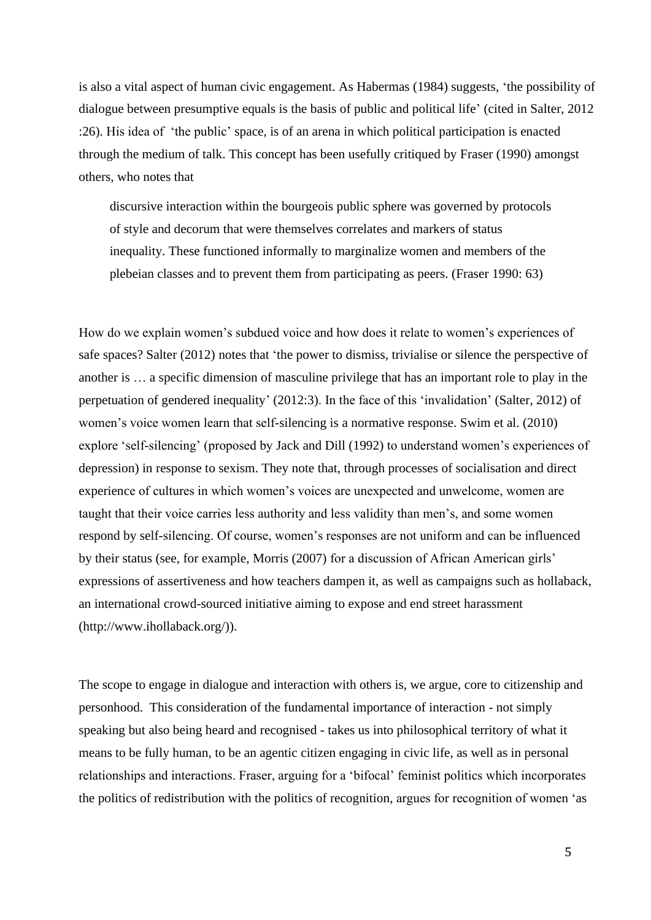is also a vital aspect of human civic engagement. As Habermas (1984) suggests, 'the possibility of dialogue between presumptive equals is the basis of public and political life' (cited in Salter, 2012 :26). His idea of 'the public' space, is of an arena in which political participation is enacted through the medium of talk. This concept has been usefully critiqued by Fraser (1990) amongst others, who notes that

> discursive interaction within the bourgeois public sphere was governed by protocols of style and decorum that were themselves correlates and markers of status inequality. These functioned informally to marginalize women and members of the plebeian classes and to prevent them from participating as peers. (Fraser 1990: 63)

How do we explain women's subdued voice and how does it relate to women's experiences of safe spaces? Salter (2012) notes that 'the power to dismiss, trivialise or silence the perspective of another is … a specific dimension of masculine privilege that has an important role to play in the perpetuation of gendered inequality' (2012:3). In the face of this 'invalidation' (Salter, 2012) of women's voice women learn that self-silencing is a normative response. Swim et al. (2010) explore 'self-silencing' (proposed by Jack and Dill (1992) to understand women's experiences of depression) in response to sexism. They note that, through processes of socialisation and direct experience of cultures in which women's voices are unexpected and unwelcome, women are taught that their voice carries less authority and less validity than men's, and some women respond by self-silencing. Of course, women's responses are not uniform and can be influenced by their status (see, for example, Morris (2007) for a discussion of African American girls' expressions of assertiveness and how teachers dampen it, as well as campaigns such as hollaback, an international crowd-sourced initiative aiming to expose and end street harassment (http://www.ihollaback.org/)).

The scope to engage in dialogue and interaction with others is, we argue, core to citizenship and personhood. This consideration of the fundamental importance of interaction - not simply speaking but also being heard and recognised - takes us into philosophical territory of what it means to be fully human, to be an agentic citizen engaging in civic life, as well as in personal relationships and interactions. Fraser, arguing for a 'bifocal' feminist politics which incorporates the politics of redistribution with the politics of recognition, argues for recognition of women 'as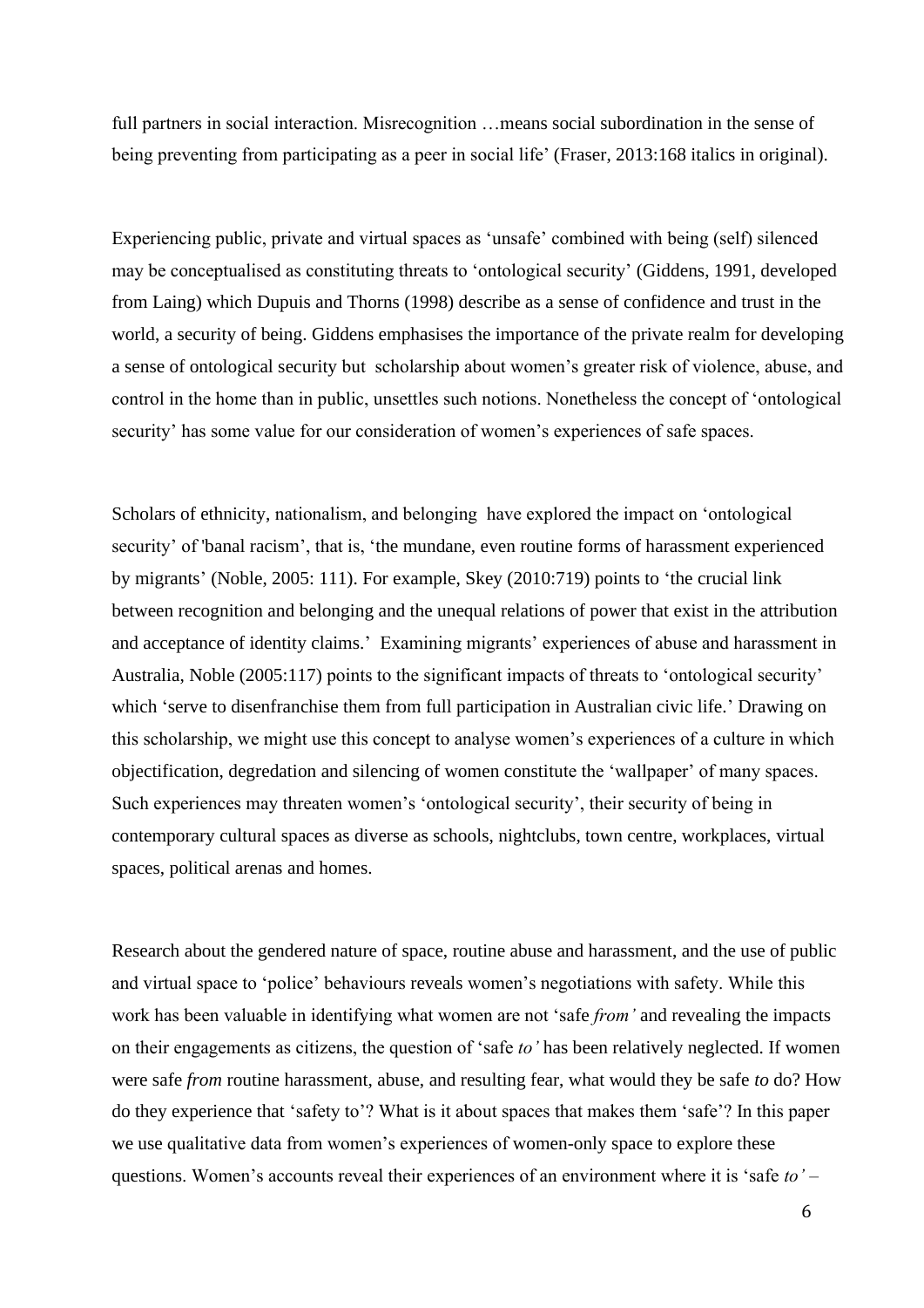full partners in social interaction. Misrecognition …means social subordination in the sense of being preventing from participating as a peer in social life' (Fraser, 2013:168 italics in original).

Experiencing public, private and virtual spaces as 'unsafe' combined with being (self) silenced may be conceptualised as constituting threats to 'ontological security' (Giddens, 1991, developed from Laing) which Dupuis and Thorns (1998) describe as a sense of confidence and trust in the world, a security of being. Giddens emphasises the importance of the private realm for developing a sense of ontological security but scholarship about women's greater risk of violence, abuse, and control in the home than in public, unsettles such notions. Nonetheless the concept of 'ontological security' has some value for our consideration of women's experiences of safe spaces.

Scholars of ethnicity, nationalism, and belonging have explored the impact on 'ontological security' of 'banal racism', that is, 'the mundane, even routine forms of harassment experienced by migrants' (Noble, 2005: 111). For example, Skey (2010:719) points to 'the crucial link between recognition and belonging and the unequal relations of power that exist in the attribution and acceptance of identity claims.' Examining migrants' experiences of abuse and harassment in Australia, Noble (2005:117) points to the significant impacts of threats to 'ontological security' which 'serve to disenfranchise them from full participation in Australian civic life.' Drawing on this scholarship, we might use this concept to analyse women's experiences of a culture in which objectification, degredation and silencing of women constitute the 'wallpaper' of many spaces. Such experiences may threaten women's 'ontological security', their security of being in contemporary cultural spaces as diverse as schools, nightclubs, town centre, workplaces, virtual spaces, political arenas and homes.

Research about the gendered nature of space, routine abuse and harassment, and the use of public and virtual space to 'police' behaviours reveals women's negotiations with safety. While this work has been valuable in identifying what women are not 'safe *from'* and revealing the impacts on their engagements as citizens, the question of 'safe *to'* has been relatively neglected. If women were safe *from* routine harassment, abuse, and resulting fear, what would they be safe *to* do? How do they experience that 'safety to'? What is it about spaces that makes them 'safe'? In this paper we use qualitative data from women's experiences of women-only space to explore these questions. Women's accounts reveal their experiences of an environment where it is 'safe *to'* –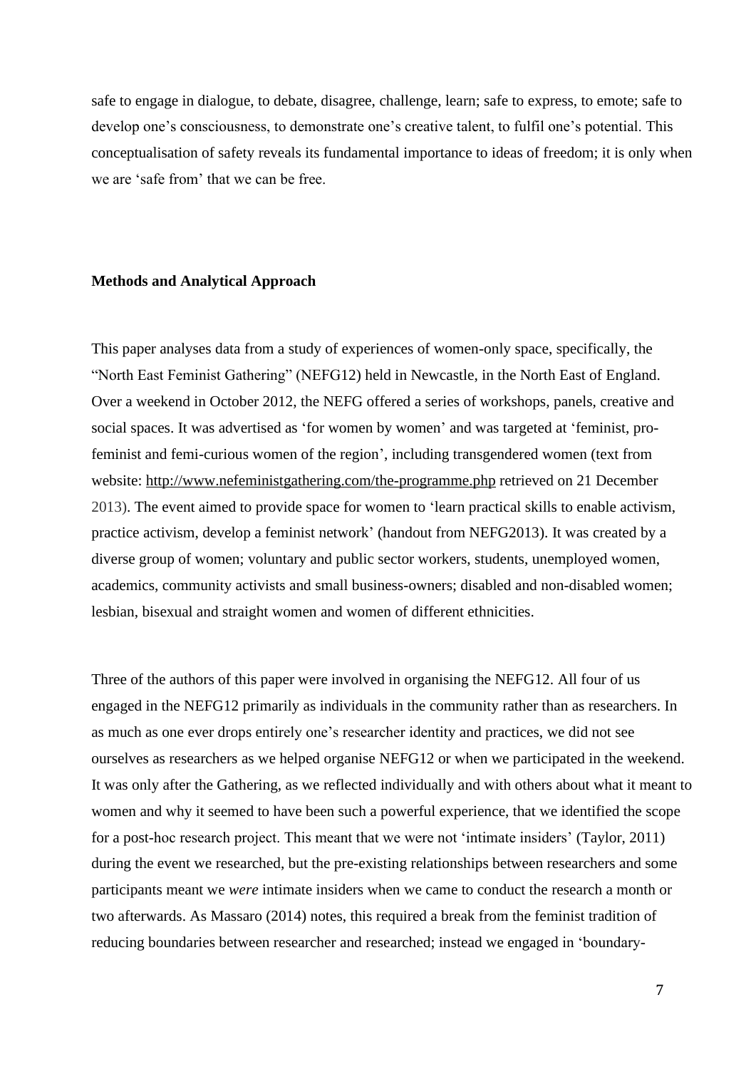safe to engage in dialogue, to debate, disagree, challenge, learn; safe to express, to emote; safe to develop one's consciousness, to demonstrate one's creative talent, to fulfil one's potential. This conceptualisation of safety reveals its fundamental importance to ideas of freedom; it is only when we are 'safe from' that we can be free.

## Methods and Analytical Approach

This paper analyses data from a study of experiences of women-only space, specifically, the "North East Feminist Gathering" (NEFG12) held in Newcastle, in the North East of England. Over a weekend in October 2012, the NEFG offered a series of workshops, panels, creative and social spaces. It was advertised as 'for women by women' and was targeted at 'feminist, pro-feminist and femi-curious women of the region', including transgendered women (text from website: http://www.nefeministgathering.com/the-programme.php retrieved on 21 December 2013). The event aimed to provide space for women to 'learn practical skills to enable activism, practice activism, develop a feminist network' (handout from NEFG2013). It was created by a diverse group of women; voluntary and public sector workers, students, unemployed women, academics, community activists and small business-owners; disabled and non-disabled women; lesbian, bisexual and straight women and women of different ethnicities.

Three of the authors of this paper were involved in organising the NEFG12. All four of us engaged in the NEFG12 primarily as individuals in the community rather than as researchers. In as much as one ever drops entirely one's researcher identity and practices, we did not see ourselves as researchers as we helped organise NEFG12 or when we participated in the weekend. It was only after the Gathering, as we reflected individually and with others about what it meant to women and why it seemed to have been such a powerful experience, that we identified the scope for a post-hoc research project. This meant that we were not 'intimate insiders' (Taylor, 2011) during the event we researched, but the pre-existing relationships between researchers and some participants meant we *were* intimate insiders when we came to conduct the research a month or two afterwards. As Massaro (2014) notes, this required a break from the feminist tradition of reducing boundaries between researcher and researched; instead we engaged in 'boundary-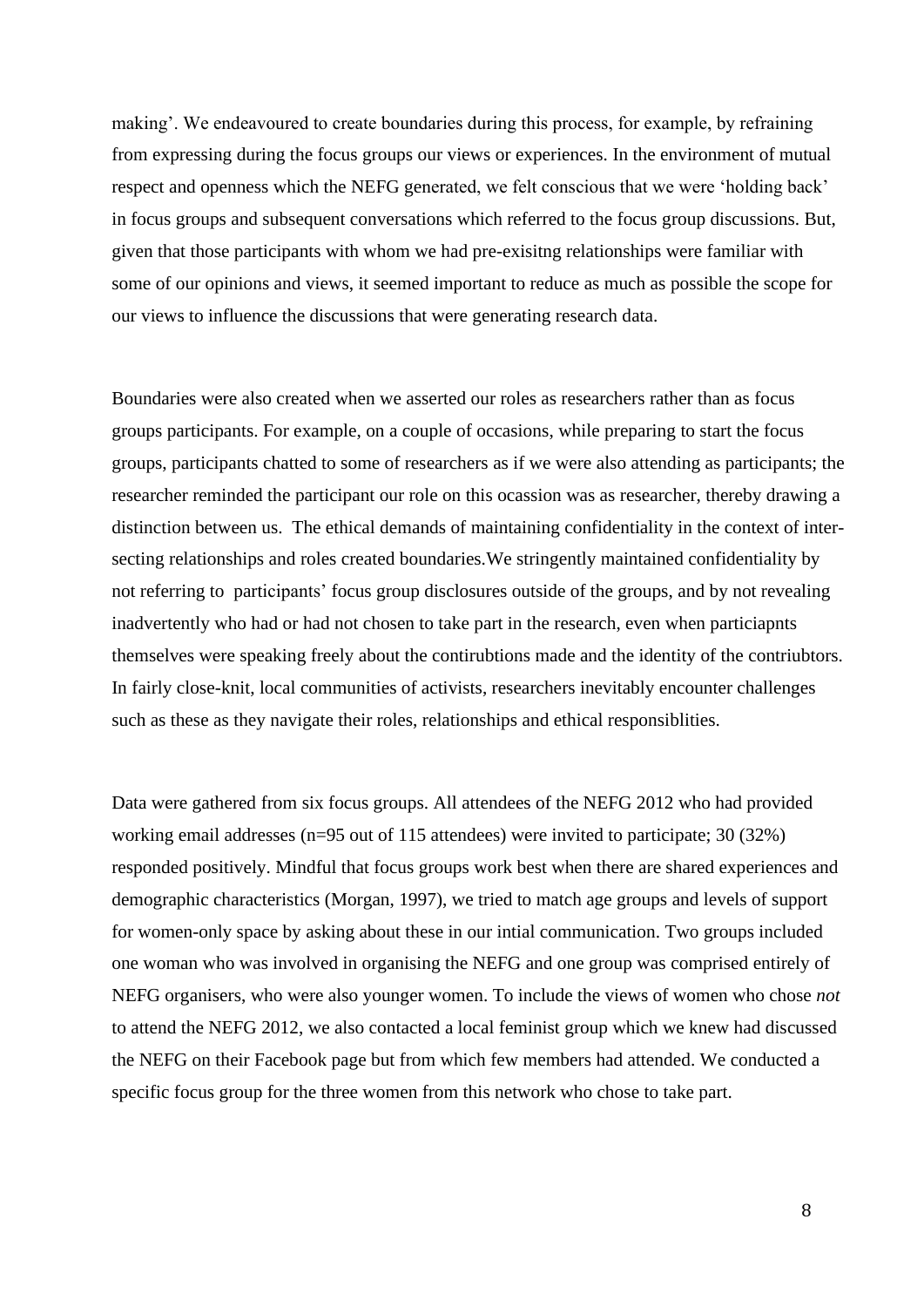making'. We endeavoured to create boundaries during this process, for example, by refraining from expressing during the focus groups our views or experiences. In the environment of mutual respect and openness which the NEFG generated, we felt conscious that we were 'holding back' in focus groups and subsequent conversations which referred to the focus group discussions. But, given that those participants with whom we had pre-exisitng relationships were familiar with some of our opinions and views, it seemed important to reduce as much as possible the scope for our views to influence the discussions that were generating research data.

Boundaries were also created when we asserted our roles as researchers rather than as focus groups participants. For example, on a couple of occasions, while preparing to start the focus groups, participants chatted to some of researchers as if we were also attending as participants; the researcher reminded the participant our role on this ocassion was as researcher, thereby drawing a distinction between us. The ethical demands of maintaining confidentiality in the context of inter-secting relationships and roles created boundaries.We stringently maintained confidentiality by not referring to participants' focus group disclosures outside of the groups, and by not revealing inadvertently who had or had not chosen to take part in the research, even when particiapnts themselves were speaking freely about the contirubtions made and the identity of the contriubtors. In fairly close-knit, local communities of activists, researchers inevitably encounter challenges such as these as they navigate their roles, relationships and ethical responsiblities.

Data were gathered from six focus groups. All attendees of the NEFG 2012 who had provided working email addresses (n=95 out of 115 attendees) were invited to participate; 30 (32%) responded positively. Mindful that focus groups work best when there are shared experiences and demographic characteristics (Morgan, 1997), we tried to match age groups and levels of support for women-only space by asking about these in our intial communication. Two groups included one woman who was involved in organising the NEFG and one group was comprised entirely of NEFG organisers, who were also younger women. To include the views of women who chose *not* to attend the NEFG 2012, we also contacted a local feminist group which we knew had discussed the NEFG on their Facebook page but from which few members had attended. We conducted a specific focus group for the three women from this network who chose to take part.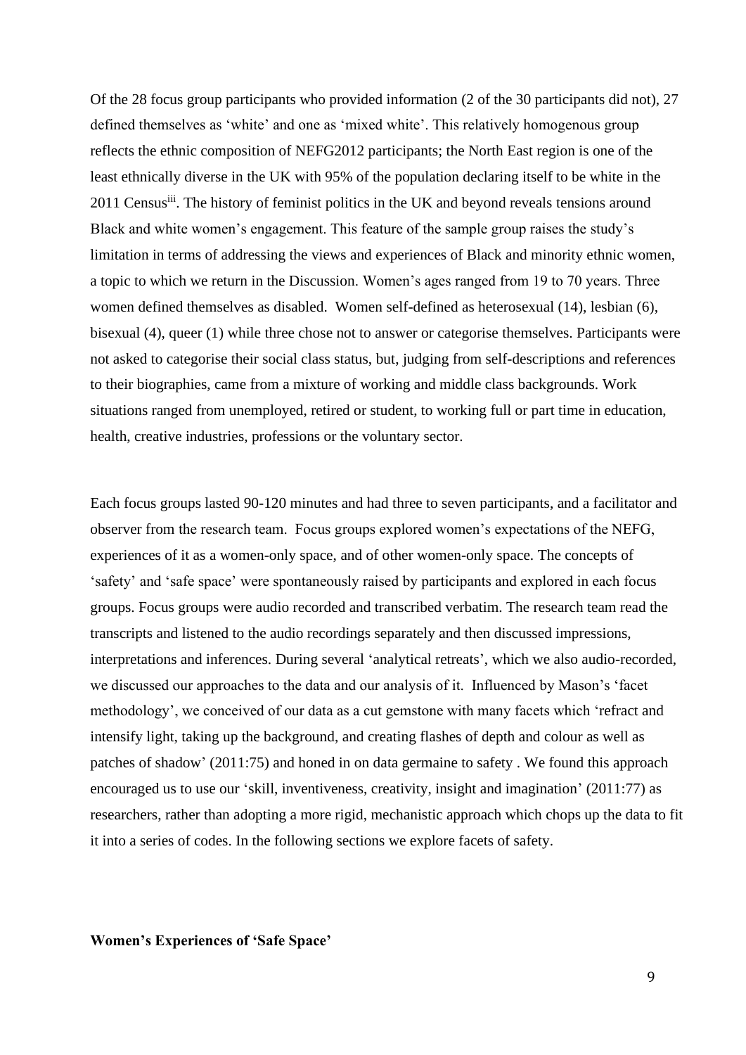Of the 28 focus group participants who provided information (2 of the 30 participants did not), 27 defined themselves as 'white' and one as 'mixed white'. This relatively homogenous group reflects the ethnic composition of NEFG2012 participants; the North East region is one of the least ethnically diverse in the UK with 95% of the population declaring itself to be white in the 2011 Census[iii]. The history of feminist politics in the UK and beyond reveals tensions around Black and white women's engagement. This feature of the sample group raises the study's limitation in terms of addressing the views and experiences of Black and minority ethnic women, a topic to which we return in the Discussion. Women's ages ranged from 19 to 70 years. Three women defined themselves as disabled. Women self-defined as heterosexual (14), lesbian (6), bisexual (4), queer (1) while three chose not to answer or categorise themselves. Participants were not asked to categorise their social class status, but, judging from self-descriptions and references to their biographies, came from a mixture of working and middle class backgrounds. Work situations ranged from unemployed, retired or student, to working full or part time in education, health, creative industries, professions or the voluntary sector.

Each focus groups lasted 90-120 minutes and had three to seven participants, and a facilitator and observer from the research team. Focus groups explored women's expectations of the NEFG, experiences of it as a women-only space, and of other women-only space. The concepts of 'safety' and 'safe space' were spontaneously raised by participants and explored in each focus groups. Focus groups were audio recorded and transcribed verbatim. The research team read the transcripts and listened to the audio recordings separately and then discussed impressions, interpretations and inferences. During several 'analytical retreats', which we also audio-recorded, we discussed our approaches to the data and our analysis of it. Influenced by Mason's 'facet methodology', we conceived of our data as a cut gemstone with many facets which 'refract and intensify light, taking up the background, and creating flashes of depth and colour as well as patches of shadow' (2011:75) and honed in on data germaine to safety . We found this approach encouraged us to use our 'skill, inventiveness, creativity, insight and imagination' (2011:77) as researchers, rather than adopting a more rigid, mechanistic approach which chops up the data to fit it into a series of codes. In the following sections we explore facets of safety.

**Women's Experiences of 'Safe Space'**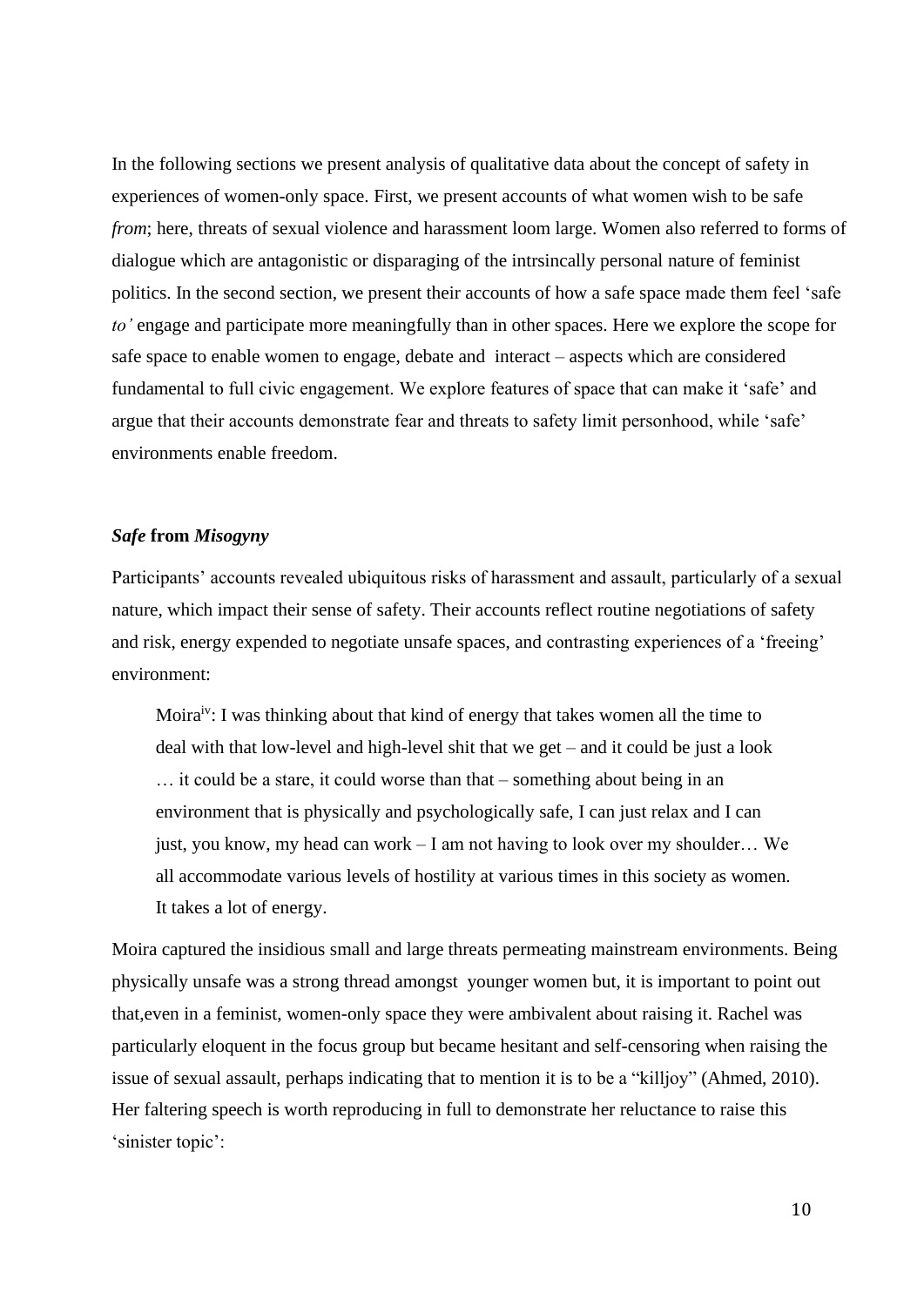In the following sections we present analysis of qualitative data about the concept of safety in experiences of women-only space. First, we present accounts of what women wish to be safe *from*; here, threats of sexual violence and harassment loom large. Women also referred to forms of dialogue which are antagonistic or disparaging of the intrsincally personal nature of feminist politics. In the second section, we present their accounts of how a safe space made them feel 'safe *to'* engage and participate more meaningfully than in other spaces. Here we explore the scope for safe space to enable women to engage, debate and interact – aspects which are considered fundamental to full civic engagement. We explore features of space that can make it 'safe' and argue that their accounts demonstrate fear and threats to safety limit personhood, while 'safe' environments enable freedom.

### ***Safe* from *Misogyny***

Participants' accounts revealed ubiquitous risks of harassment and assault, particularly of a sexual nature, which impact their sense of safety. Their accounts reflect routine negotiations of safety and risk, energy expended to negotiate unsafe spaces, and contrasting experiences of a 'freeing' environment:

> Moira[iv]: I was thinking about that kind of energy that takes women all the time to deal with that low-level and high-level shit that we get – and it could be just a look … it could be a stare, it could worse than that – something about being in an environment that is physically and psychologically safe, I can just relax and I can just, you know, my head can work – I am not having to look over my shoulder… We all accommodate various levels of hostility at various times in this society as women. It takes a lot of energy.

Moira captured the insidious small and large threats permeating mainstream environments. Being physically unsafe was a strong thread amongst younger women but, it is important to point out that,even in a feminist, women-only space they were ambivalent about raising it. Rachel was particularly eloquent in the focus group but became hesitant and self-censoring when raising the issue of sexual assault, perhaps indicating that to mention it is to be a "killjoy" (Ahmed, 2010). Her faltering speech is worth reproducing in full to demonstrate her reluctance to raise this 'sinister topic':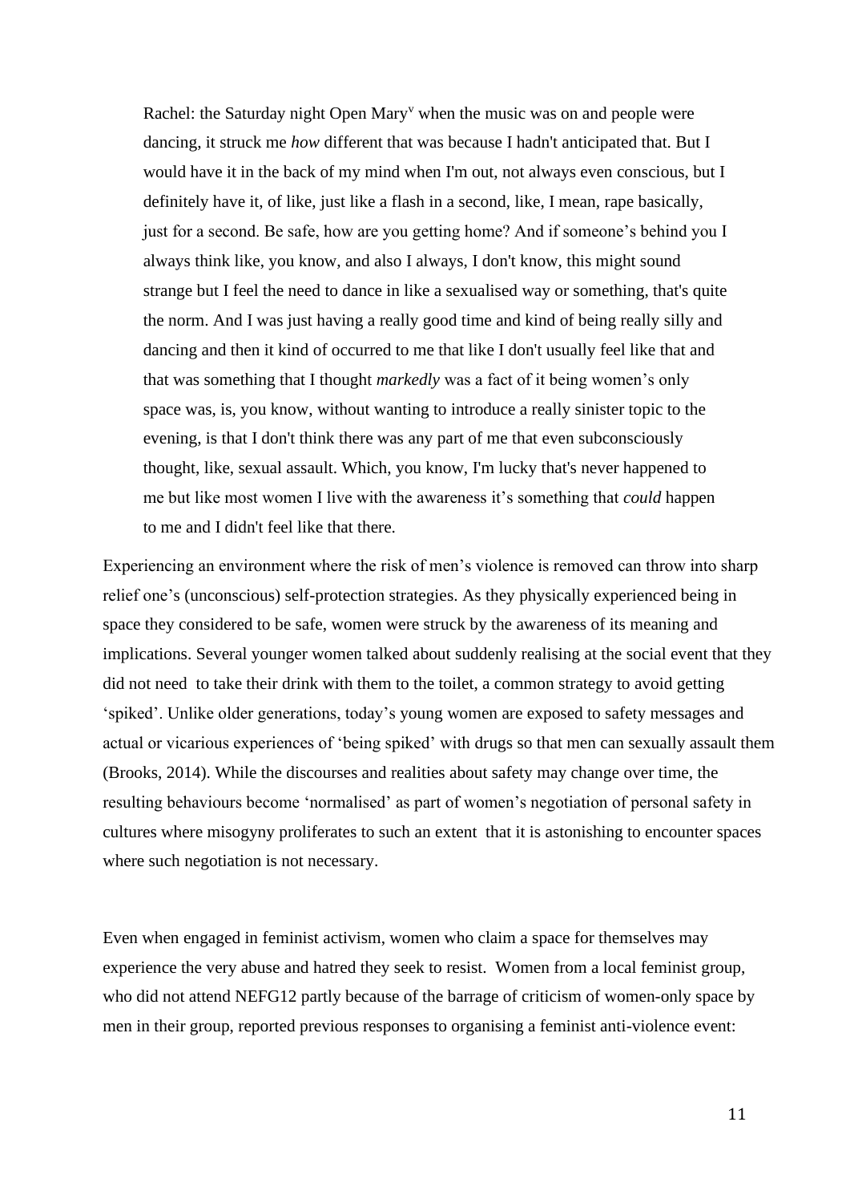> Rachel: the Saturday night Open Mary[v] when the music was on and people were dancing, it struck me *how* different that was because I hadn't anticipated that. But I would have it in the back of my mind when I'm out, not always even conscious, but I definitely have it, of like, just like a flash in a second, like, I mean, rape basically, just for a second. Be safe, how are you getting home? And if someone's behind you I always think like, you know, and also I always, I don't know, this might sound strange but I feel the need to dance in like a sexualised way or something, that's quite the norm. And I was just having a really good time and kind of being really silly and dancing and then it kind of occurred to me that like I don't usually feel like that and that was something that I thought *markedly* was a fact of it being women's only space was, is, you know, without wanting to introduce a really sinister topic to the evening, is that I don't think there was any part of me that even subconsciously thought, like, sexual assault. Which, you know, I'm lucky that's never happened to me but like most women I live with the awareness it's something that *could* happen to me and I didn't feel like that there.

Experiencing an environment where the risk of men's violence is removed can throw into sharp relief one's (unconscious) self-protection strategies. As they physically experienced being in space they considered to be safe, women were struck by the awareness of its meaning and implications. Several younger women talked about suddenly realising at the social event that they did not need to take their drink with them to the toilet, a common strategy to avoid getting 'spiked'. Unlike older generations, today's young women are exposed to safety messages and actual or vicarious experiences of 'being spiked' with drugs so that men can sexually assault them (Brooks, 2014). While the discourses and realities about safety may change over time, the resulting behaviours become 'normalised' as part of women's negotiation of personal safety in cultures where misogyny proliferates to such an extent that it is astonishing to encounter spaces where such negotiation is not necessary.

Even when engaged in feminist activism, women who claim a space for themselves may experience the very abuse and hatred they seek to resist. Women from a local feminist group, who did not attend NEFG12 partly because of the barrage of criticism of women-only space by men in their group, reported previous responses to organising a feminist anti-violence event: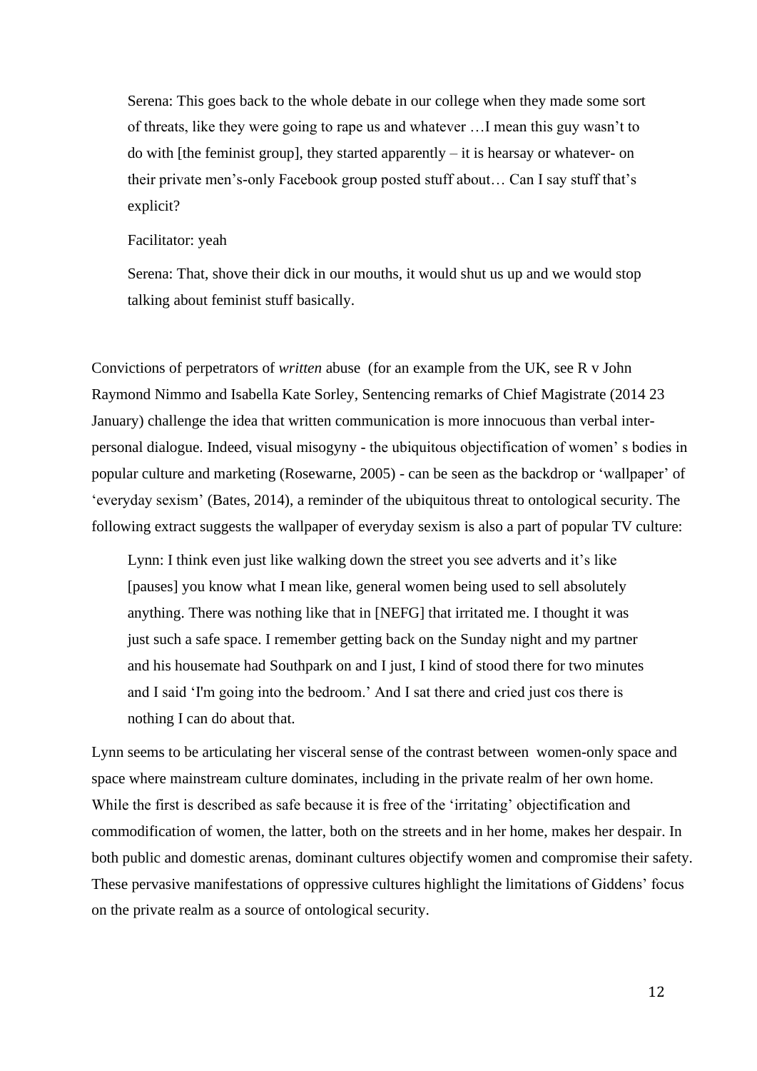> Serena: This goes back to the whole debate in our college when they made some sort of threats, like they were going to rape us and whatever …I mean this guy wasn't to do with [the feminist group], they started apparently – it is hearsay or whatever- on their private men's-only Facebook group posted stuff about… Can I say stuff that's explicit?
>
> Facilitator: yeah
>
> Serena: That, shove their dick in our mouths, it would shut us up and we would stop talking about feminist stuff basically.

Convictions of perpetrators of *written* abuse (for an example from the UK, see R v John Raymond Nimmo and Isabella Kate Sorley, Sentencing remarks of Chief Magistrate (2014 23 January) challenge the idea that written communication is more innocuous than verbal inter-personal dialogue. Indeed, visual misogyny - the ubiquitous objectification of women' s bodies in popular culture and marketing (Rosewarne, 2005) - can be seen as the backdrop or 'wallpaper' of 'everyday sexism' (Bates, 2014), a reminder of the ubiquitous threat to ontological security. The following extract suggests the wallpaper of everyday sexism is also a part of popular TV culture:

> Lynn: I think even just like walking down the street you see adverts and it's like [pauses] you know what I mean like, general women being used to sell absolutely anything. There was nothing like that in [NEFG] that irritated me. I thought it was just such a safe space. I remember getting back on the Sunday night and my partner and his housemate had Southpark on and I just, I kind of stood there for two minutes and I said 'I'm going into the bedroom.' And I sat there and cried just cos there is nothing I can do about that.

Lynn seems to be articulating her visceral sense of the contrast between women-only space and space where mainstream culture dominates, including in the private realm of her own home. While the first is described as safe because it is free of the 'irritating' objectification and commodification of women, the latter, both on the streets and in her home, makes her despair. In both public and domestic arenas, dominant cultures objectify women and compromise their safety. These pervasive manifestations of oppressive cultures highlight the limitations of Giddens' focus on the private realm as a source of ontological security.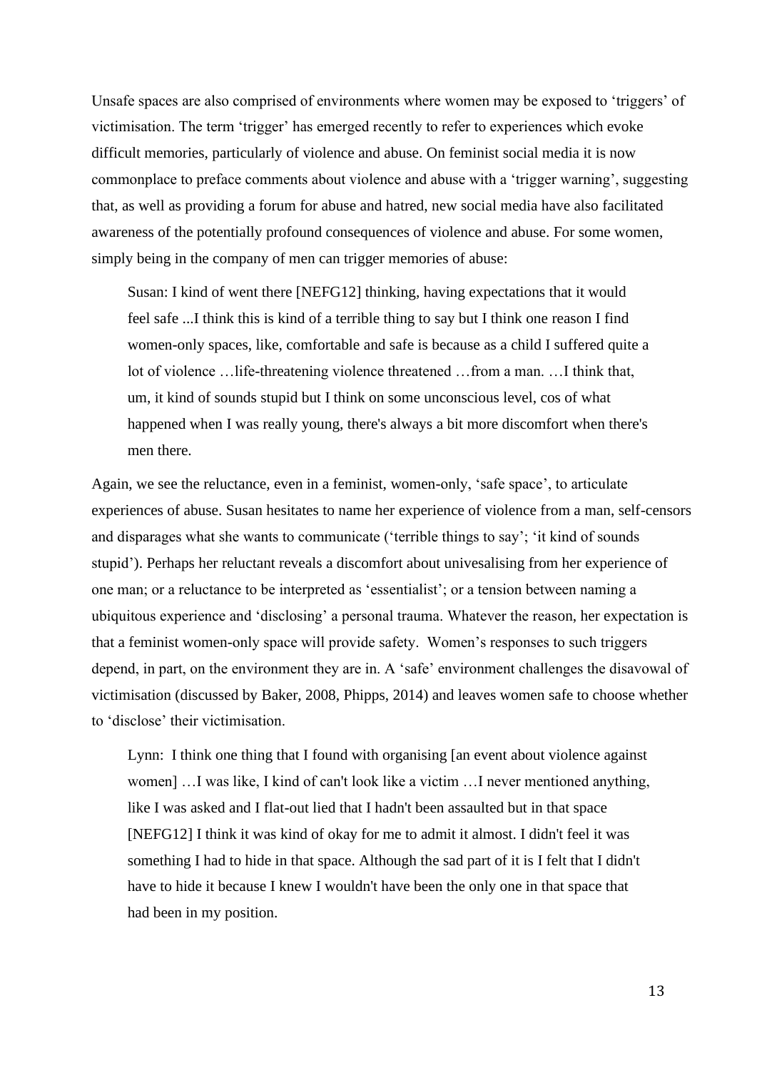Unsafe spaces are also comprised of environments where women may be exposed to 'triggers' of victimisation. The term 'trigger' has emerged recently to refer to experiences which evoke difficult memories, particularly of violence and abuse. On feminist social media it is now commonplace to preface comments about violence and abuse with a 'trigger warning', suggesting that, as well as providing a forum for abuse and hatred, new social media have also facilitated awareness of the potentially profound consequences of violence and abuse. For some women, simply being in the company of men can trigger memories of abuse:

> Susan: I kind of went there [NEFG12] thinking, having expectations that it would feel safe ...I think this is kind of a terrible thing to say but I think one reason I find women-only spaces, like, comfortable and safe is because as a child I suffered quite a lot of violence …life-threatening violence threatened …from a man. …I think that, um, it kind of sounds stupid but I think on some unconscious level, cos of what happened when I was really young, there's always a bit more discomfort when there's men there.

Again, we see the reluctance, even in a feminist, women-only, 'safe space', to articulate experiences of abuse. Susan hesitates to name her experience of violence from a man, self-censors and disparages what she wants to communicate ('terrible things to say'; 'it kind of sounds stupid'). Perhaps her reluctant reveals a discomfort about univesalising from her experience of one man; or a reluctance to be interpreted as 'essentialist'; or a tension between naming a ubiquitous experience and 'disclosing' a personal trauma. Whatever the reason, her expectation is that a feminist women-only space will provide safety. Women's responses to such triggers depend, in part, on the environment they are in. A 'safe' environment challenges the disavowal of victimisation (discussed by Baker, 2008, Phipps, 2014) and leaves women safe to choose whether to 'disclose' their victimisation.

> Lynn: I think one thing that I found with organising [an event about violence against women] …I was like, I kind of can't look like a victim …I never mentioned anything, like I was asked and I flat-out lied that I hadn't been assaulted but in that space [NEFG12] I think it was kind of okay for me to admit it almost. I didn't feel it was something I had to hide in that space. Although the sad part of it is I felt that I didn't have to hide it because I knew I wouldn't have been the only one in that space that had been in my position.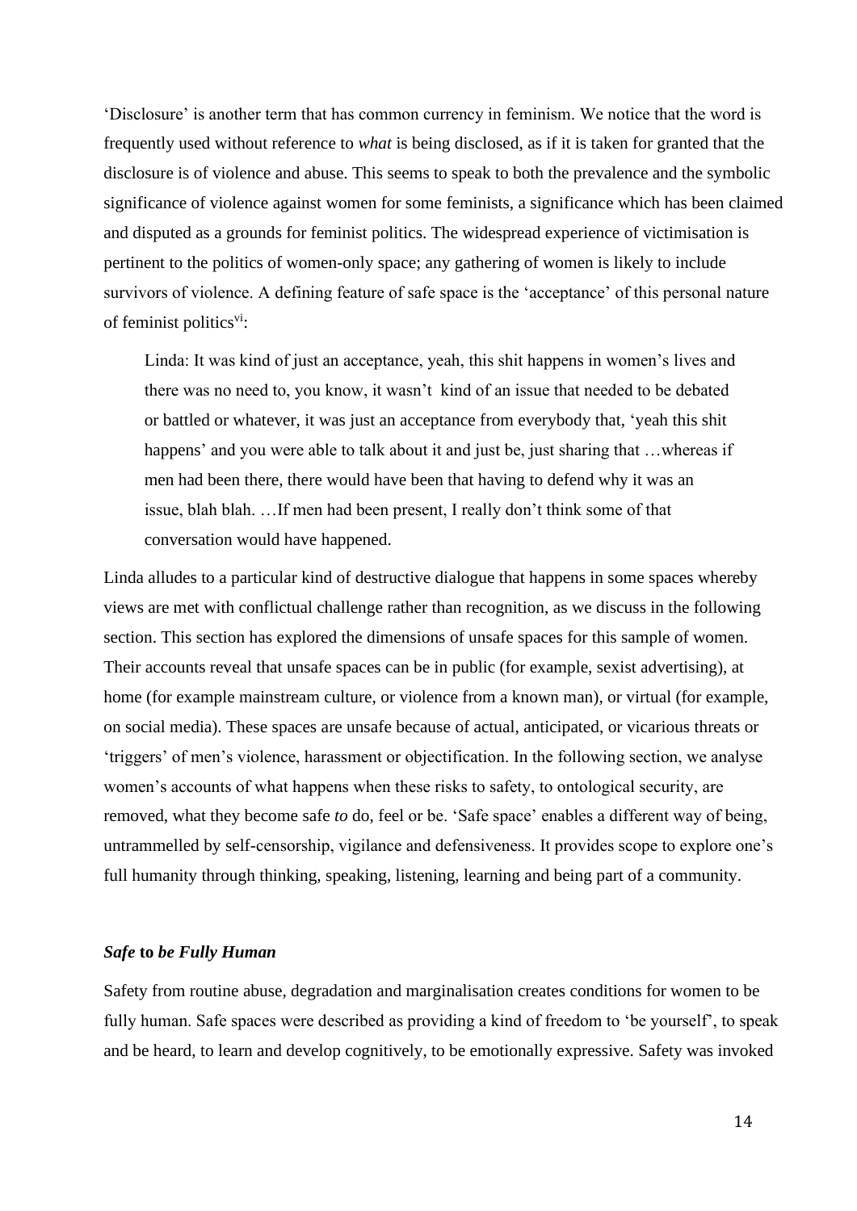'Disclosure' is another term that has common currency in feminism. We notice that the word is frequently used without reference to *what* is being disclosed, as if it is taken for granted that the disclosure is of violence and abuse. This seems to speak to both the prevalence and the symbolic significance of violence against women for some feminists, a significance which has been claimed and disputed as a grounds for feminist politics. The widespread experience of victimisation is pertinent to the politics of women-only space; any gathering of women is likely to include survivors of violence. A defining feature of safe space is the 'acceptance' of this personal nature of feminist politics[vi]:

> Linda: It was kind of just an acceptance, yeah, this shit happens in women's lives and there was no need to, you know, it wasn't kind of an issue that needed to be debated or battled or whatever, it was just an acceptance from everybody that, 'yeah this shit happens' and you were able to talk about it and just be, just sharing that …whereas if men had been there, there would have been that having to defend why it was an issue, blah blah. …If men had been present, I really don't think some of that conversation would have happened.

Linda alludes to a particular kind of destructive dialogue that happens in some spaces whereby views are met with conflictual challenge rather than recognition, as we discuss in the following section. This section has explored the dimensions of unsafe spaces for this sample of women. Their accounts reveal that unsafe spaces can be in public (for example, sexist advertising), at home (for example mainstream culture, or violence from a known man), or virtual (for example, on social media). These spaces are unsafe because of actual, anticipated, or vicarious threats or 'triggers' of men's violence, harassment or objectification. In the following section, we analyse women's accounts of what happens when these risks to safety, to ontological security, are removed, what they become safe *to* do, feel or be. 'Safe space' enables a different way of being, untrammelled by self-censorship, vigilance and defensiveness. It provides scope to explore one's full humanity through thinking, speaking, listening, learning and being part of a community.

### *Safe* to *be Fully Human*

Safety from routine abuse, degradation and marginalisation creates conditions for women to be fully human. Safe spaces were described as providing a kind of freedom to 'be yourself', to speak and be heard, to learn and develop cognitively, to be emotionally expressive. Safety was invoked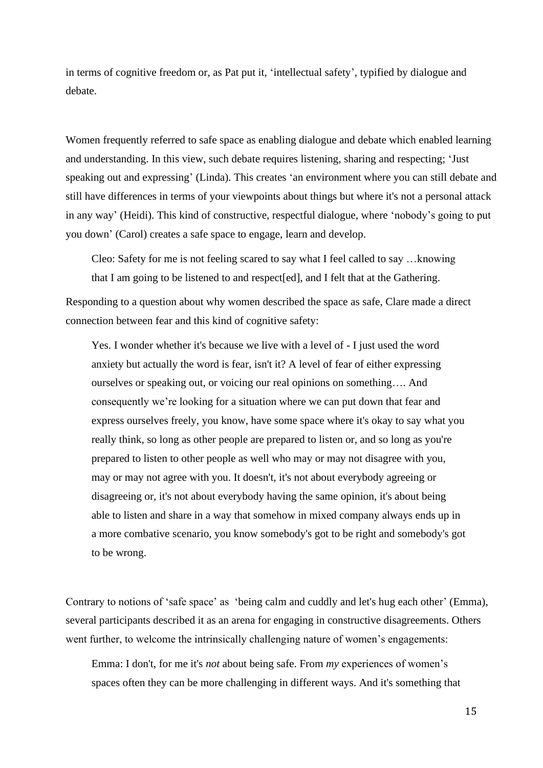in terms of cognitive freedom or, as Pat put it, 'intellectual safety', typified by dialogue and debate.

Women frequently referred to safe space as enabling dialogue and debate which enabled learning and understanding. In this view, such debate requires listening, sharing and respecting; 'Just speaking out and expressing' (Linda). This creates 'an environment where you can still debate and still have differences in terms of your viewpoints about things but where it's not a personal attack in any way' (Heidi). This kind of constructive, respectful dialogue, where 'nobody's going to put you down' (Carol) creates a safe space to engage, learn and develop.

> Cleo: Safety for me is not feeling scared to say what I feel called to say …knowing that I am going to be listened to and respect[ed], and I felt that at the Gathering.

Responding to a question about why women described the space as safe, Clare made a direct connection between fear and this kind of cognitive safety:

> Yes. I wonder whether it's because we live with a level of - I just used the word anxiety but actually the word is fear, isn't it? A level of fear of either expressing ourselves or speaking out, or voicing our real opinions on something…. And consequently we're looking for a situation where we can put down that fear and express ourselves freely, you know, have some space where it's okay to say what you really think, so long as other people are prepared to listen or, and so long as you're prepared to listen to other people as well who may or may not disagree with you, may or may not agree with you. It doesn't, it's not about everybody agreeing or disagreeing or, it's not about everybody having the same opinion, it's about being able to listen and share in a way that somehow in mixed company always ends up in a more combative scenario, you know somebody's got to be right and somebody's got to be wrong.

Contrary to notions of 'safe space' as 'being calm and cuddly and let's hug each other' (Emma), several participants described it as an arena for engaging in constructive disagreements. Others went further, to welcome the intrinsically challenging nature of women's engagements:

> Emma: I don't, for me it's *not* about being safe. From *my* experiences of women's spaces often they can be more challenging in different ways. And it's something that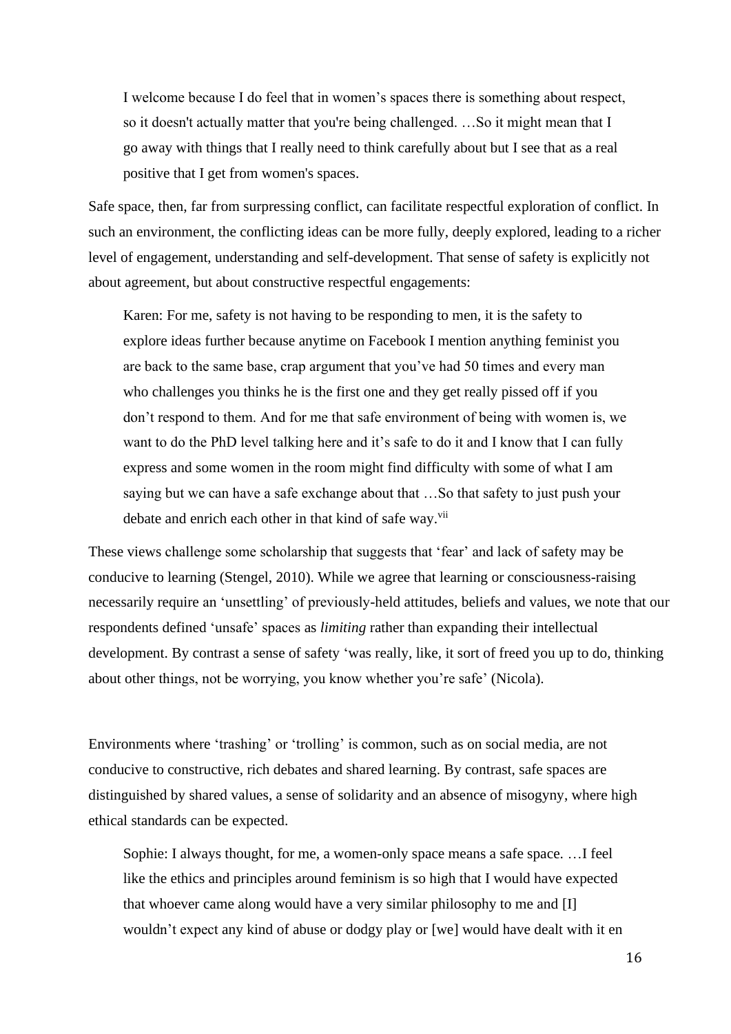> I welcome because I do feel that in women's spaces there is something about respect, so it doesn't actually matter that you're being challenged. …So it might mean that I go away with things that I really need to think carefully about but I see that as a real positive that I get from women's spaces.

Safe space, then, far from surpressing conflict, can facilitate respectful exploration of conflict. In such an environment, the conflicting ideas can be more fully, deeply explored, leading to a richer level of engagement, understanding and self-development. That sense of safety is explicitly not about agreement, but about constructive respectful engagements:

> Karen: For me, safety is not having to be responding to men, it is the safety to explore ideas further because anytime on Facebook I mention anything feminist you are back to the same base, crap argument that you've had 50 times and every man who challenges you thinks he is the first one and they get really pissed off if you don't respond to them. And for me that safe environment of being with women is, we want to do the PhD level talking here and it's safe to do it and I know that I can fully express and some women in the room might find difficulty with some of what I am saying but we can have a safe exchange about that …So that safety to just push your debate and enrich each other in that kind of safe way.[vii]

These views challenge some scholarship that suggests that 'fear' and lack of safety may be conducive to learning (Stengel, 2010). While we agree that learning or consciousness-raising necessarily require an 'unsettling' of previously-held attitudes, beliefs and values, we note that our respondents defined 'unsafe' spaces as *limiting* rather than expanding their intellectual development. By contrast a sense of safety 'was really, like, it sort of freed you up to do, thinking about other things, not be worrying, you know whether you're safe' (Nicola).

Environments where 'trashing' or 'trolling' is common, such as on social media, are not conducive to constructive, rich debates and shared learning. By contrast, safe spaces are distinguished by shared values, a sense of solidarity and an absence of misogyny, where high ethical standards can be expected.

> Sophie: I always thought, for me, a women-only space means a safe space. …I feel like the ethics and principles around feminism is so high that I would have expected that whoever came along would have a very similar philosophy to me and [I] wouldn't expect any kind of abuse or dodgy play or [we] would have dealt with it en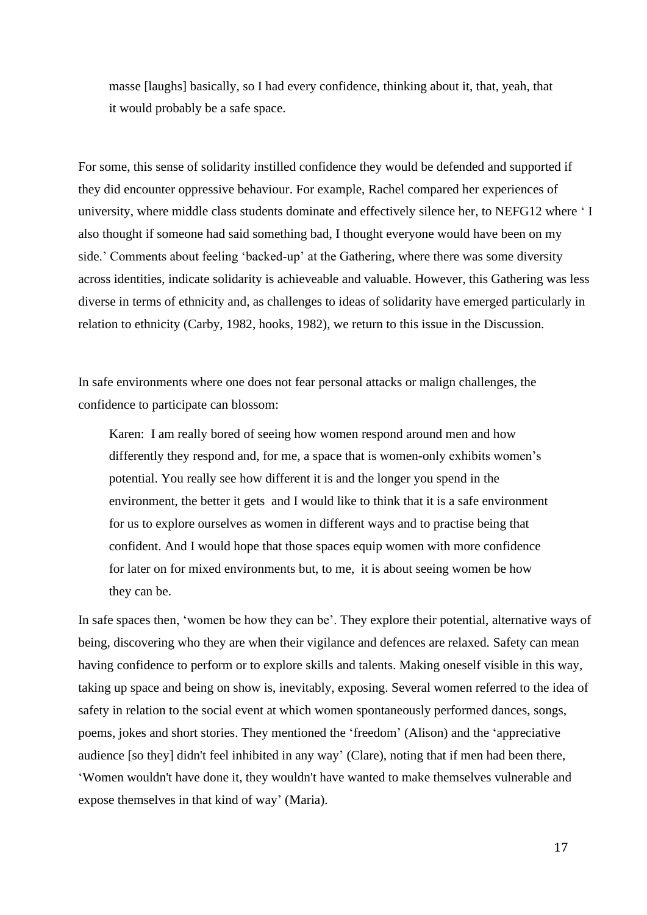> masse [laughs] basically, so I had every confidence, thinking about it, that, yeah, that it would probably be a safe space.

For some, this sense of solidarity instilled confidence they would be defended and supported if they did encounter oppressive behaviour. For example, Rachel compared her experiences of university, where middle class students dominate and effectively silence her, to NEFG12 where ‘ I also thought if someone had said something bad, I thought everyone would have been on my side.’ Comments about feeling ‘backed-up’ at the Gathering, where there was some diversity across identities, indicate solidarity is achieveable and valuable. However, this Gathering was less diverse in terms of ethnicity and, as challenges to ideas of solidarity have emerged particularly in relation to ethnicity (Carby, 1982, hooks, 1982), we return to this issue in the Discussion.

In safe environments where one does not fear personal attacks or malign challenges, the confidence to participate can blossom:

> Karen: I am really bored of seeing how women respond around men and how differently they respond and, for me, a space that is women-only exhibits women’s potential. You really see how different it is and the longer you spend in the environment, the better it gets and I would like to think that it is a safe environment for us to explore ourselves as women in different ways and to practise being that confident. And I would hope that those spaces equip women with more confidence for later on for mixed environments but, to me, it is about seeing women be how they can be.

In safe spaces then, ‘women be how they can be’. They explore their potential, alternative ways of being, discovering who they are when their vigilance and defences are relaxed. Safety can mean having confidence to perform or to explore skills and talents. Making oneself visible in this way, taking up space and being on show is, inevitably, exposing. Several women referred to the idea of safety in relation to the social event at which women spontaneously performed dances, songs, poems, jokes and short stories. They mentioned the ‘freedom’ (Alison) and the ‘appreciative audience [so they] didn't feel inhibited in any way’ (Clare), noting that if men had been there, ‘Women wouldn't have done it, they wouldn't have wanted to make themselves vulnerable and expose themselves in that kind of way’ (Maria).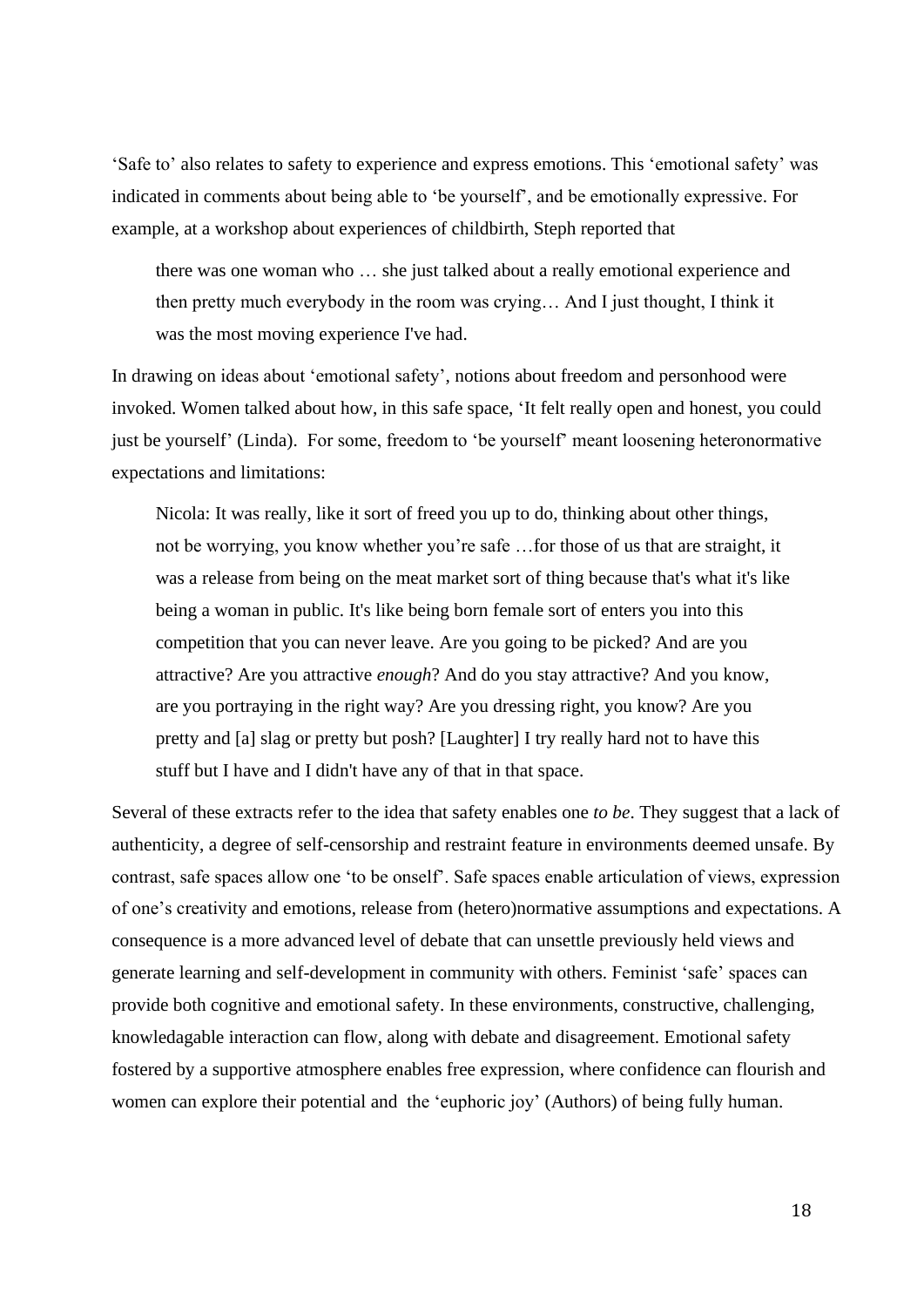'Safe to' also relates to safety to experience and express emotions. This 'emotional safety' was indicated in comments about being able to 'be yourself', and be emotionally expressive. For example, at a workshop about experiences of childbirth, Steph reported that

> there was one woman who … she just talked about a really emotional experience and then pretty much everybody in the room was crying… And I just thought, I think it was the most moving experience I've had.

In drawing on ideas about 'emotional safety', notions about freedom and personhood were invoked. Women talked about how, in this safe space, 'It felt really open and honest, you could just be yourself' (Linda). For some, freedom to 'be yourself' meant loosening heteronormative expectations and limitations:

> Nicola: It was really, like it sort of freed you up to do, thinking about other things, not be worrying, you know whether you're safe …for those of us that are straight, it was a release from being on the meat market sort of thing because that's what it's like being a woman in public. It's like being born female sort of enters you into this competition that you can never leave. Are you going to be picked? And are you attractive? Are you attractive *enough*? And do you stay attractive? And you know, are you portraying in the right way? Are you dressing right, you know? Are you pretty and [a] slag or pretty but posh? [Laughter] I try really hard not to have this stuff but I have and I didn't have any of that in that space.

Several of these extracts refer to the idea that safety enables one *to be*. They suggest that a lack of authenticity, a degree of self-censorship and restraint feature in environments deemed unsafe. By contrast, safe spaces allow one 'to be onself'. Safe spaces enable articulation of views, expression of one's creativity and emotions, release from (hetero)normative assumptions and expectations. A consequence is a more advanced level of debate that can unsettle previously held views and generate learning and self-development in community with others. Feminist 'safe' spaces can provide both cognitive and emotional safety. In these environments, constructive, challenging, knowledgable interaction can flow, along with debate and disagreement. Emotional safety fostered by a supportive atmosphere enables free expression, where confidence can flourish and women can explore their potential and the 'euphoric joy' (Authors) of being fully human.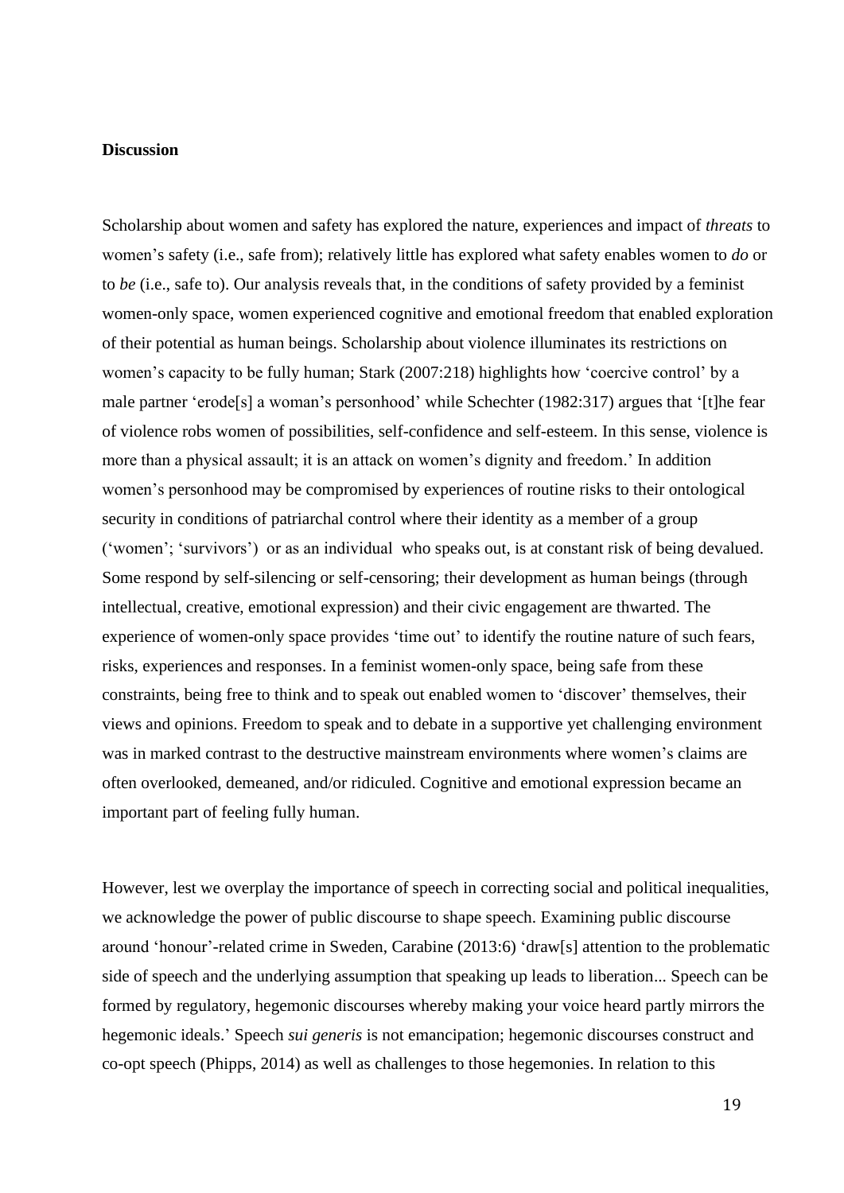**Discussion**

Scholarship about women and safety has explored the nature, experiences and impact of *threats* to women's safety (i.e., safe from); relatively little has explored what safety enables women to *do* or to *be* (i.e., safe to). Our analysis reveals that, in the conditions of safety provided by a feminist women-only space, women experienced cognitive and emotional freedom that enabled exploration of their potential as human beings. Scholarship about violence illuminates its restrictions on women's capacity to be fully human; Stark (2007:218) highlights how 'coercive control' by a male partner 'erode[s] a woman's personhood' while Schechter (1982:317) argues that '[t]he fear of violence robs women of possibilities, self-confidence and self-esteem. In this sense, violence is more than a physical assault; it is an attack on women's dignity and freedom.' In addition women's personhood may be compromised by experiences of routine risks to their ontological security in conditions of patriarchal control where their identity as a member of a group ('women'; 'survivors') or as an individual who speaks out, is at constant risk of being devalued. Some respond by self-silencing or self-censoring; their development as human beings (through intellectual, creative, emotional expression) and their civic engagement are thwarted. The experience of women-only space provides 'time out' to identify the routine nature of such fears, risks, experiences and responses. In a feminist women-only space, being safe from these constraints, being free to think and to speak out enabled women to 'discover' themselves, their views and opinions. Freedom to speak and to debate in a supportive yet challenging environment was in marked contrast to the destructive mainstream environments where women's claims are often overlooked, demeaned, and/or ridiculed. Cognitive and emotional expression became an important part of feeling fully human.

However, lest we overplay the importance of speech in correcting social and political inequalities, we acknowledge the power of public discourse to shape speech. Examining public discourse around 'honour'-related crime in Sweden, Carabine (2013:6) 'draw[s] attention to the problematic side of speech and the underlying assumption that speaking up leads to liberation... Speech can be formed by regulatory, hegemonic discourses whereby making your voice heard partly mirrors the hegemonic ideals.' Speech *sui generis* is not emancipation; hegemonic discourses construct and co-opt speech (Phipps, 2014) as well as challenges to those hegemonies. In relation to this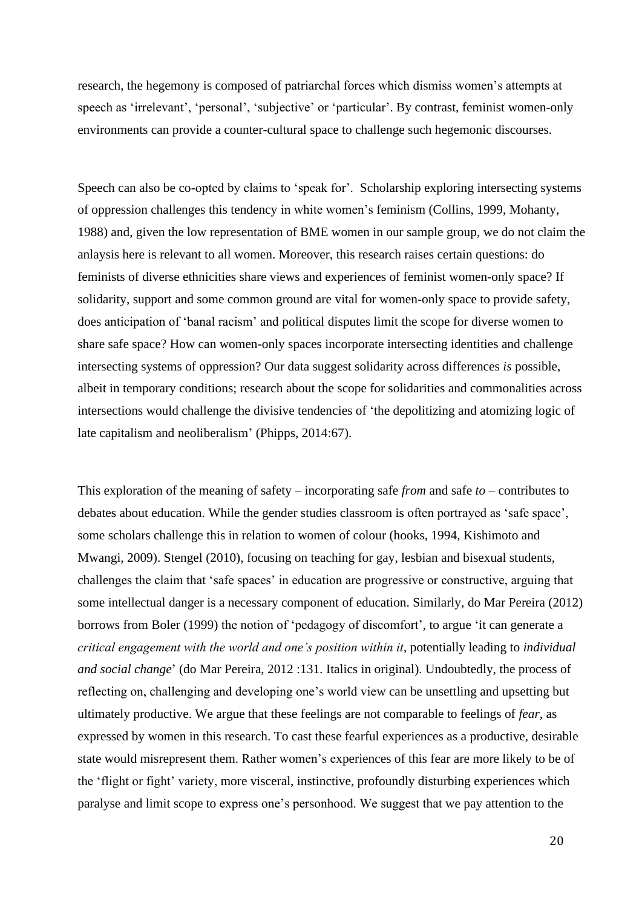research, the hegemony is composed of patriarchal forces which dismiss women's attempts at speech as 'irrelevant', 'personal', 'subjective' or 'particular'. By contrast, feminist women-only environments can provide a counter-cultural space to challenge such hegemonic discourses.

Speech can also be co-opted by claims to 'speak for'. Scholarship exploring intersecting systems of oppression challenges this tendency in white women's feminism (Collins, 1999, Mohanty, 1988) and, given the low representation of BME women in our sample group, we do not claim the anlaysis here is relevant to all women. Moreover, this research raises certain questions: do feminists of diverse ethnicities share views and experiences of feminist women-only space? If solidarity, support and some common ground are vital for women-only space to provide safety, does anticipation of 'banal racism' and political disputes limit the scope for diverse women to share safe space? How can women-only spaces incorporate intersecting identities and challenge intersecting systems of oppression? Our data suggest solidarity across differences *is* possible, albeit in temporary conditions; research about the scope for solidarities and commonalities across intersections would challenge the divisive tendencies of 'the depolitizing and atomizing logic of late capitalism and neoliberalism' (Phipps, 2014:67).

This exploration of the meaning of safety – incorporating safe *from* and safe *to* – contributes to debates about education. While the gender studies classroom is often portrayed as 'safe space', some scholars challenge this in relation to women of colour (hooks, 1994, Kishimoto and Mwangi, 2009). Stengel (2010), focusing on teaching for gay, lesbian and bisexual students, challenges the claim that 'safe spaces' in education are progressive or constructive, arguing that some intellectual danger is a necessary component of education. Similarly, do Mar Pereira (2012) borrows from Boler (1999) the notion of 'pedagogy of discomfort', to argue 'it can generate a *critical engagement with the world and one's position within it*, potentially leading to *individual and social change*' (do Mar Pereira, 2012 :131. Italics in original). Undoubtedly, the process of reflecting on, challenging and developing one's world view can be unsettling and upsetting but ultimately productive. We argue that these feelings are not comparable to feelings of *fear*, as expressed by women in this research. To cast these fearful experiences as a productive, desirable state would misrepresent them. Rather women's experiences of this fear are more likely to be of the 'flight or fight' variety, more visceral, instinctive, profoundly disturbing experiences which paralyse and limit scope to express one's personhood. We suggest that we pay attention to the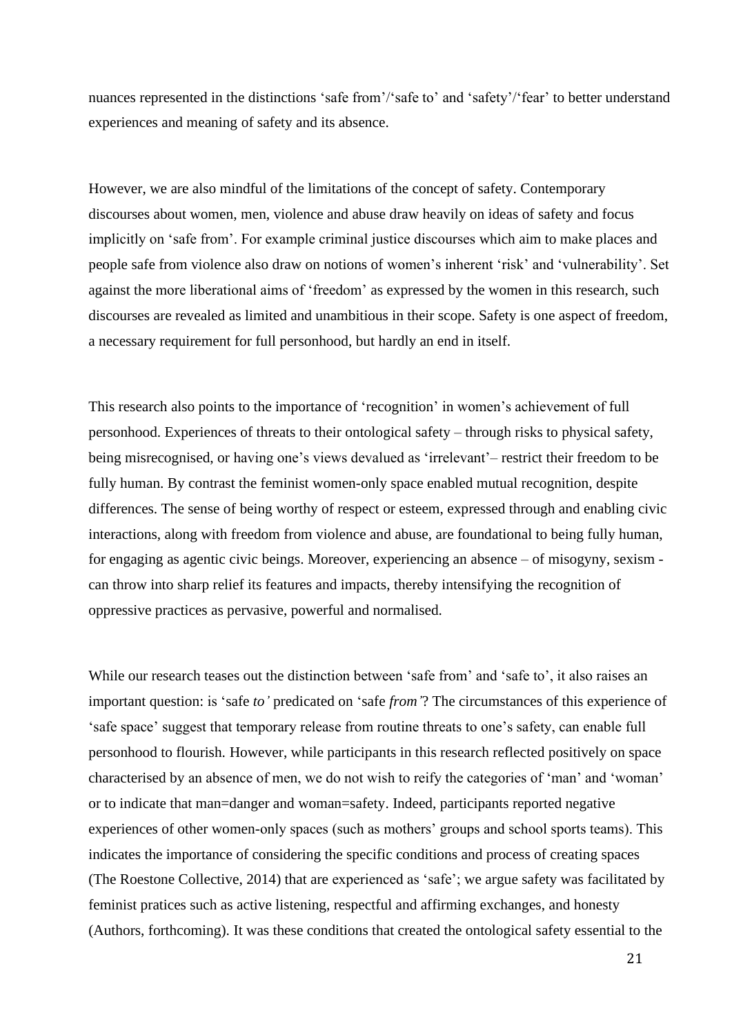nuances represented in the distinctions 'safe from'/'safe to' and 'safety'/'fear' to better understand experiences and meaning of safety and its absence.

However, we are also mindful of the limitations of the concept of safety. Contemporary discourses about women, men, violence and abuse draw heavily on ideas of safety and focus implicitly on 'safe from'. For example criminal justice discourses which aim to make places and people safe from violence also draw on notions of women's inherent 'risk' and 'vulnerability'. Set against the more liberational aims of 'freedom' as expressed by the women in this research, such discourses are revealed as limited and unambitious in their scope. Safety is one aspect of freedom, a necessary requirement for full personhood, but hardly an end in itself.

This research also points to the importance of 'recognition' in women's achievement of full personhood. Experiences of threats to their ontological safety – through risks to physical safety, being misrecognised, or having one's views devalued as 'irrelevant'– restrict their freedom to be fully human. By contrast the feminist women-only space enabled mutual recognition, despite differences. The sense of being worthy of respect or esteem, expressed through and enabling civic interactions, along with freedom from violence and abuse, are foundational to being fully human, for engaging as agentic civic beings. Moreover, experiencing an absence – of misogyny, sexism - can throw into sharp relief its features and impacts, thereby intensifying the recognition of oppressive practices as pervasive, powerful and normalised.

While our research teases out the distinction between 'safe from' and 'safe to', it also raises an important question: is 'safe *to'* predicated on 'safe *from'*? The circumstances of this experience of 'safe space' suggest that temporary release from routine threats to one's safety, can enable full personhood to flourish. However, while participants in this research reflected positively on space characterised by an absence of men, we do not wish to reify the categories of 'man' and 'woman' or to indicate that man=danger and woman=safety. Indeed, participants reported negative experiences of other women-only spaces (such as mothers' groups and school sports teams). This indicates the importance of considering the specific conditions and process of creating spaces (The Roestone Collective, 2014) that are experienced as 'safe'; we argue safety was facilitated by feminist pratices such as active listening, respectful and affirming exchanges, and honesty (Authors, forthcoming). It was these conditions that created the ontological safety essential to the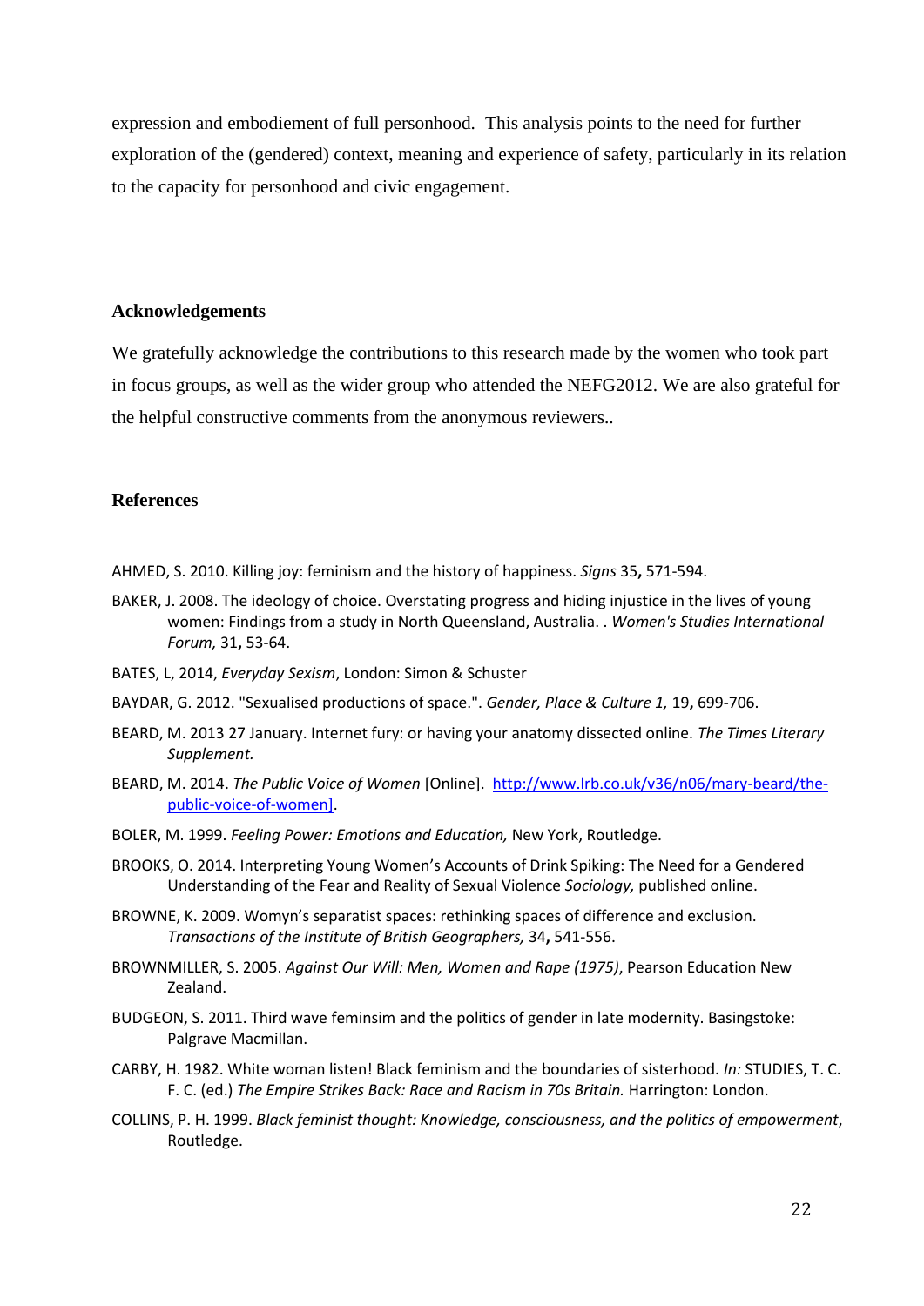expression and embodiement of full personhood. This analysis points to the need for further exploration of the (gendered) context, meaning and experience of safety, particularly in its relation to the capacity for personhood and civic engagement.

## Acknowledgements

We gratefully acknowledge the contributions to this research made by the women who took part in focus groups, as well as the wider group who attended the NEFG2012. We are also grateful for the helpful constructive comments from the anonymous reviewers..

## References

AHMED, S. 2010. Killing joy: feminism and the history of happiness. *Signs* 35**,** 571-594.

BAKER, J. 2008. The ideology of choice. Overstating progress and hiding injustice in the lives of young women: Findings from a study in North Queensland, Australia. . *Women's Studies International Forum,* 31**,** 53-64.

BATES, L, 2014, *Everyday Sexism*, London: Simon & Schuster

BAYDAR, G. 2012. "Sexualised productions of space.". *Gender, Place & Culture 1,* 19**,** 699-706.

BEARD, M. 2013 27 January. Internet fury: or having your anatomy dissected online. *The Times Literary Supplement.*

BEARD, M. 2014. *The Public Voice of Women* [Online]. http://www.lrb.co.uk/v36/n06/mary-beard/the-public-voice-of-women].

BOLER, M. 1999. *Feeling Power: Emotions and Education,* New York, Routledge.

BROOKS, O. 2014. Interpreting Young Women's Accounts of Drink Spiking: The Need for a Gendered Understanding of the Fear and Reality of Sexual Violence *Sociology,* published online.

BROWNE, K. 2009. Womyn's separatist spaces: rethinking spaces of difference and exclusion. *Transactions of the Institute of British Geographers,* 34**,** 541-556.

BROWNMILLER, S. 2005. *Against Our Will: Men, Women and Rape (1975)*, Pearson Education New Zealand.

BUDGEON, S. 2011. Third wave feminsim and the politics of gender in late modernity. Basingstoke: Palgrave Macmillan.

CARBY, H. 1982. White woman listen! Black feminism and the boundaries of sisterhood. *In:* STUDIES, T. C. F. C. (ed.) *The Empire Strikes Back: Race and Racism in 70s Britain.* Harrington: London.

COLLINS, P. H. 1999. *Black feminist thought: Knowledge, consciousness, and the politics of empowerment*, Routledge.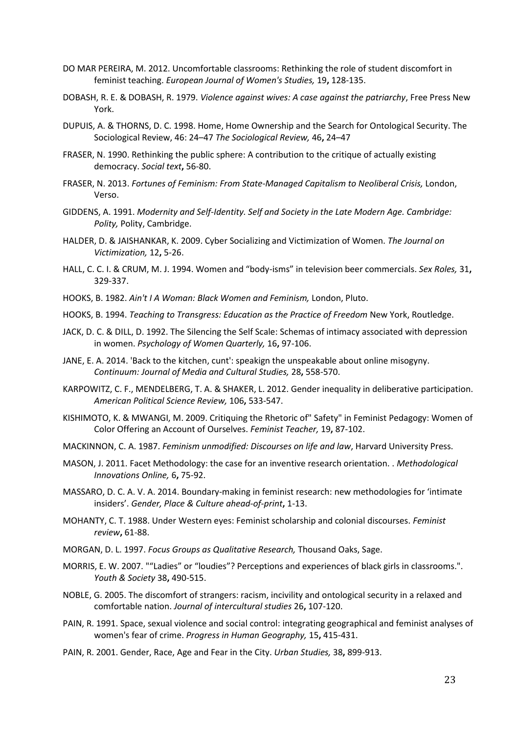DO MAR PEREIRA, M. 2012. Uncomfortable classrooms: Rethinking the role of student discomfort in feminist teaching. *European Journal of Women's Studies,* 19**,** 128-135.

DOBASH, R. E. & DOBASH, R. 1979. *Violence against wives: A case against the patriarchy*, Free Press New York.

DUPUIS, A. & THORNS, D. C. 1998. Home, Home Ownership and the Search for Ontological Security. The Sociological Review, 46: 24–47 *The Sociological Review,* 46**,** 24–47

FRASER, N. 1990. Rethinking the public sphere: A contribution to the critique of actually existing democracy. *Social text***,** 56-80.

FRASER, N. 2013. *Fortunes of Feminism: From State-Managed Capitalism to Neoliberal Crisis,* London, Verso.

GIDDENS, A. 1991. *Modernity and Self-Identity. Self and Society in the Late Modern Age. Cambridge: Polity,* Polity, Cambridge.

HALDER, D. & JAISHANKAR, K. 2009. Cyber Socializing and Victimization of Women. *The Journal on Victimization,* 12**,** 5-26.

HALL, C. C. I. & CRUM, M. J. 1994. Women and "body-isms" in television beer commercials. *Sex Roles,* 31**,** 329-337.

HOOKS, B. 1982. *Ain't I A Woman: Black Women and Feminism,* London, Pluto.

HOOKS, B. 1994. *Teaching to Transgress: Education as the Practice of Freedom* New York, Routledge.

JACK, D. C. & DILL, D. 1992. The Silencing the Self Scale: Schemas of intimacy associated with depression in women. *Psychology of Women Quarterly,* 16**,** 97-106.

JANE, E. A. 2014. 'Back to the kitchen, cunt': speakign the unspeakable about online misogyny. *Continuum: Journal of Media and Cultural Studies,* 28**,** 558-570.

KARPOWITZ, C. F., MENDELBERG, T. A. & SHAKER, L. 2012. Gender inequality in deliberative participation. *American Political Science Review,* 106**,** 533-547.

KISHIMOTO, K. & MWANGI, M. 2009. Critiquing the Rhetoric of" Safety" in Feminist Pedagogy: Women of Color Offering an Account of Ourselves. *Feminist Teacher,* 19**,** 87-102.

MACKINNON, C. A. 1987. *Feminism unmodified: Discourses on life and law*, Harvard University Press.

MASON, J. 2011. Facet Methodology: the case for an inventive research orientation. . *Methodological Innovations Online,* 6**,** 75-92.

MASSARO, D. C. A. V. A. 2014. Boundary-making in feminist research: new methodologies for 'intimate insiders'. *Gender, Place & Culture ahead-of-print***,** 1-13.

MOHANTY, C. T. 1988. Under Western eyes: Feminist scholarship and colonial discourses. *Feminist review***,** 61-88.

MORGAN, D. L. 1997. *Focus Groups as Qualitative Research,* Thousand Oaks, Sage.

MORRIS, E. W. 2007. "“Ladies” or “loudies”? Perceptions and experiences of black girls in classrooms.". *Youth & Society* 38**,** 490-515.

NOBLE, G. 2005. The discomfort of strangers: racism, incivility and ontological security in a relaxed and comfortable nation. *Journal of intercultural studies* 26**,** 107-120.

PAIN, R. 1991. Space, sexual violence and social control: integrating geographical and feminist analyses of women's fear of crime. *Progress in Human Geography,* 15**,** 415-431.

PAIN, R. 2001. Gender, Race, Age and Fear in the City. *Urban Studies,* 38**,** 899-913.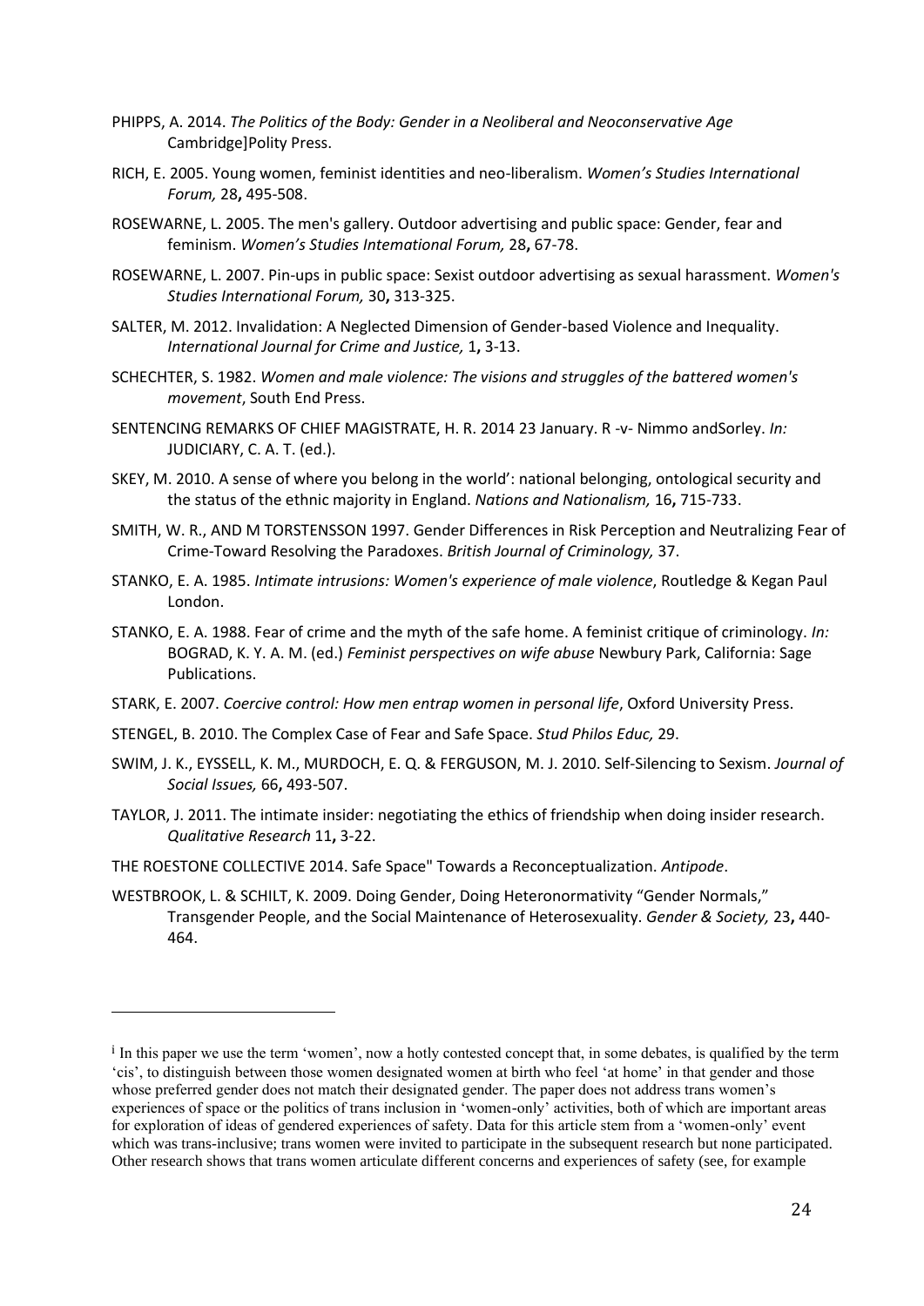PHIPPS, A. 2014. *The Politics of the Body: Gender in a Neoliberal and Neoconservative Age* Cambridge]Polity Press.

RICH, E. 2005. Young women, feminist identities and neo-liberalism. *Women's Studies International Forum,* 28**,** 495-508.

ROSEWARNE, L. 2005. The men's gallery. Outdoor advertising and public space: Gender, fear and feminism. *Women's Studies Intemational Forum,* 28**,** 67-78.

ROSEWARNE, L. 2007. Pin-ups in public space: Sexist outdoor advertising as sexual harassment. *Women's Studies International Forum,* 30**,** 313-325.

SALTER, M. 2012. Invalidation: A Neglected Dimension of Gender-based Violence and Inequality. *International Journal for Crime and Justice,* 1**,** 3-13.

SCHECHTER, S. 1982. *Women and male violence: The visions and struggles of the battered women's movement*, South End Press.

SENTENCING REMARKS OF CHIEF MAGISTRATE, H. R. 2014 23 January. R -v- Nimmo andSorley. *In:* JUDICIARY, C. A. T. (ed.).

SKEY, M. 2010. A sense of where you belong in the world': national belonging, ontological security and the status of the ethnic majority in England. *Nations and Nationalism,* 16**,** 715-733.

SMITH, W. R., AND M TORSTENSSON 1997. Gender Differences in Risk Perception and Neutralizing Fear of Crime-Toward Resolving the Paradoxes. *British Journal of Criminology,* 37.

STANKO, E. A. 1985. *Intimate intrusions: Women's experience of male violence*, Routledge & Kegan Paul London.

STANKO, E. A. 1988. Fear of crime and the myth of the safe home. A feminist critique of criminology. *In:* BOGRAD, K. Y. A. M. (ed.) *Feminist perspectives on wife abuse* Newbury Park, California: Sage Publications.

STARK, E. 2007. *Coercive control: How men entrap women in personal life*, Oxford University Press.

STENGEL, B. 2010. The Complex Case of Fear and Safe Space. *Stud Philos Educ,* 29.

SWIM, J. K., EYSSELL, K. M., MURDOCH, E. Q. & FERGUSON, M. J. 2010. Self-Silencing to Sexism. *Journal of Social Issues,* 66**,** 493-507.

TAYLOR, J. 2011. The intimate insider: negotiating the ethics of friendship when doing insider research. *Qualitative Research* 11**,** 3-22.

THE ROESTONE COLLECTIVE 2014. Safe Space" Towards a Reconceptualization. *Antipode*.

WESTBROOK, L. & SCHILT, K. 2009. Doing Gender, Doing Heteronormativity "Gender Normals," Transgender People, and the Social Maintenance of Heterosexuality. *Gender & Society,* 23**,** 440-464.

---

[i] In this paper we use the term 'women', now a hotly contested concept that, in some debates, is qualified by the term 'cis', to distinguish between those women designated women at birth who feel 'at home' in that gender and those whose preferred gender does not match their designated gender. The paper does not address trans women's experiences of space or the politics of trans inclusion in 'women-only' activities, both of which are important areas for exploration of ideas of gendered experiences of safety. Data for this article stem from a 'women-only' event which was trans-inclusive; trans women were invited to participate in the subsequent research but none participated. Other research shows that trans women articulate different concerns and experiences of safety (see, for example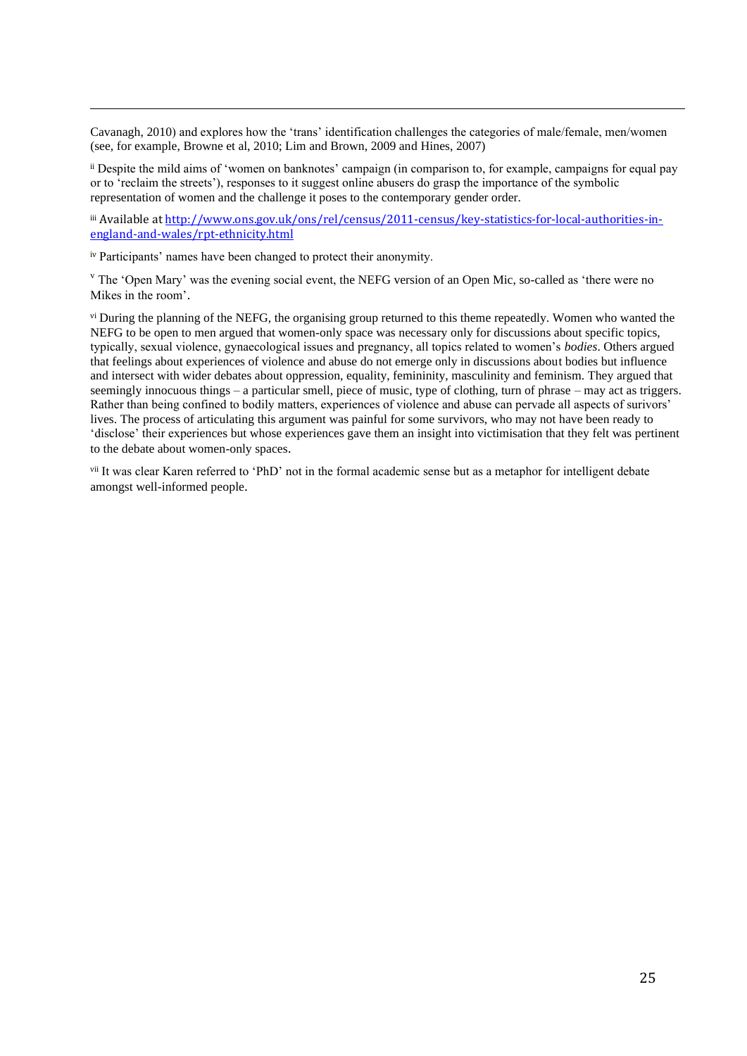Cavanagh, 2010) and explores how the 'trans' identification challenges the categories of male/female, men/women (see, for example, Browne et al, 2010; Lim and Brown, 2009 and Hines, 2007)

[ii] Despite the mild aims of 'women on banknotes' campaign (in comparison to, for example, campaigns for equal pay or to 'reclaim the streets'), responses to it suggest online abusers do grasp the importance of the symbolic representation of women and the challenge it poses to the contemporary gender order.

[iii] Available at [http://www.ons.gov.uk/ons/rel/census/2011-census/key-statistics-for-local-authorities-in-england-and-wales/rpt-ethnicity.html](http://www.ons.gov.uk/ons/rel/census/2011-census/key-statistics-for-local-authorities-in-england-and-wales/rpt-ethnicity.html)

[iv] Participants' names have been changed to protect their anonymity.

[v] The 'Open Mary' was the evening social event, the NEFG version of an Open Mic, so-called as 'there were no Mikes in the room'.

[vi] During the planning of the NEFG, the organising group returned to this theme repeatedly. Women who wanted the NEFG to be open to men argued that women-only space was necessary only for discussions about specific topics, typically, sexual violence, gynaecological issues and pregnancy, all topics related to women's *bodies*. Others argued that feelings about experiences of violence and abuse do not emerge only in discussions about bodies but influence and intersect with wider debates about oppression, equality, femininity, masculinity and feminism. They argued that seemingly innocuous things – a particular smell, piece of music, type of clothing, turn of phrase – may act as triggers. Rather than being confined to bodily matters, experiences of violence and abuse can pervade all aspects of surivors' lives. The process of articulating this argument was painful for some survivors, who may not have been ready to 'disclose' their experiences but whose experiences gave them an insight into victimisation that they felt was pertinent to the debate about women-only spaces.

[vii] It was clear Karen referred to 'PhD' not in the formal academic sense but as a metaphor for intelligent debate amongst well-informed people.